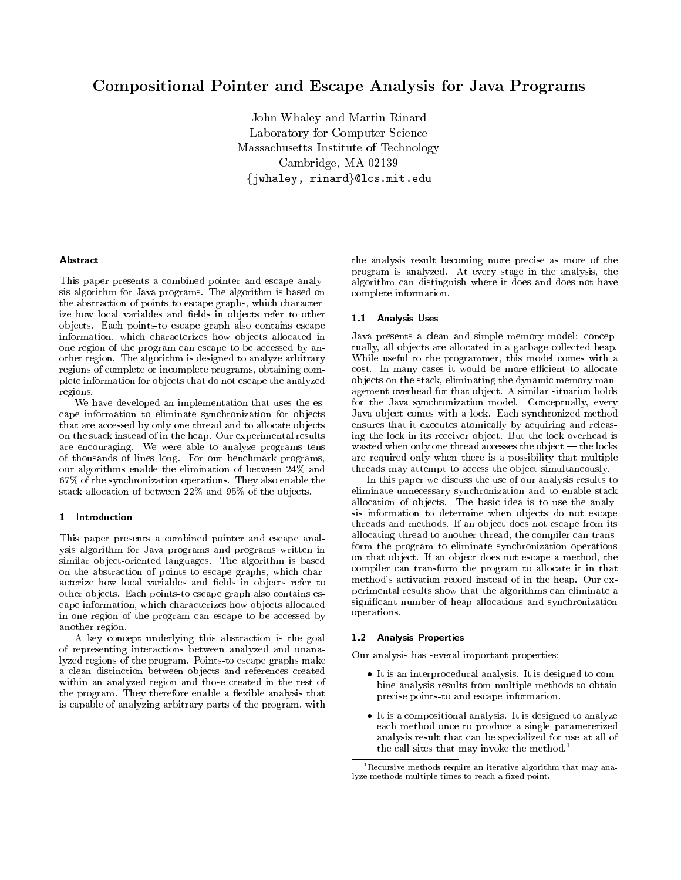# Compositional Pointer and Escape Analysis for Java Programs

John Whaley and Martin Rinard
Laboratory for Computer Science
Massachusetts Institute of Technology
Cambridge, MA 02139
{jwhaley, rinard}@lcs.mit.edu

## Abstract

This paper presents a combined pointer and escape analysis algorithm for Java programs. The algorithm is based on the abstraction of points-to escape graphs, which characterize how local variables and fields in objects refer to other objects. Each points-to escape graph also contains escape information, which characterizes how objects allocated in one region of the program can escape to be accessed by another region. The algorithm is designed to analyze arbitrary regions of complete or incomplete programs, obtaining complete information for objects that do not escape the analyzed regions.

We have developed an implementation that uses the escape information to eliminate synchronization for objects that are accessed by only one thread and to allocate objects on the stack instead of in the heap. Our experimental results are encouraging. We were able to analyze programs tens of thousands of lines long. For our benchmark programs, our algorithms enable the elimination of between 24% and 67% of the synchronization operations. They also enable the stack allocation of between 22% and 95% of the objects.

## 1 Introduction

This paper presents a combined pointer and escape analysis algorithm for Java programs and programs written in similar object-oriented languages. The algorithm is based on the abstraction of points-to escape graphs, which characterize how local variables and fields in objects refer to other objects. Each points-to escape graph also contains escape information, which characterizes how objects allocated in one region of the program can escape to be accessed by another region.

A key concept underlying this abstraction is the goal of representing interactions between analyzed and unanalyzed regions of the program. Points-to escape graphs make a clean distinction between objects and references created within an analyzed region and those created in the rest of the program. They therefore enable a flexible analysis that is capable of analyzing arbitrary parts of the program, with the analysis result becoming more precise as more of the program is analyzed. At every stage in the analysis, the algorithm can distinguish where it does and does not have complete information.

### 1.1 Analysis Uses

Java presents a clean and simple memory model: conceptually, all objects are allocated in a garbage-collected heap. While useful to the programmer, this model comes with a cost. In many cases it would be more efficient to allocate objects on the stack, eliminating the dynamic memory management overhead for that object. A similar situation holds for the Java synchronization model. Conceptually, every Java object comes with a lock. Each synchronized method ensures that it executes atomically by acquiring and releasing the lock in its receiver object. But the lock overhead is wasted when only one thread accesses the object — the locks are required only when there is a possibility that multiple threads may attempt to access the object simultaneously.

In this paper we discuss the use of our analysis results to eliminate unnecessary synchronization and to enable stack allocation of objects. The basic idea is to use the analysis information to determine when objects do not escape threads and methods. If an object does not escape from its allocating thread to another thread, the compiler can transform the program to eliminate synchronization operations on that object. If an object does not escape a method, the compiler can transform the program to allocate it in that method's activation record instead of in the heap. Our experimental results show that the algorithms can eliminate a significant number of heap allocations and synchronization operations.

### 1.2 Analysis Properties

Our analysis has several important properties:

- It is an interprocedural analysis. It is designed to combine analysis results from multiple methods to obtain precise points-to and escape information.
- It is a compositional analysis. It is designed to analyze each method once to produce a single parameterized analysis result that can be specialized for use at all of the call sites that may invoke the method.[1]

[1] Recursive methods require an iterative algorithm that may analyze methods multiple times to reach a fixed point.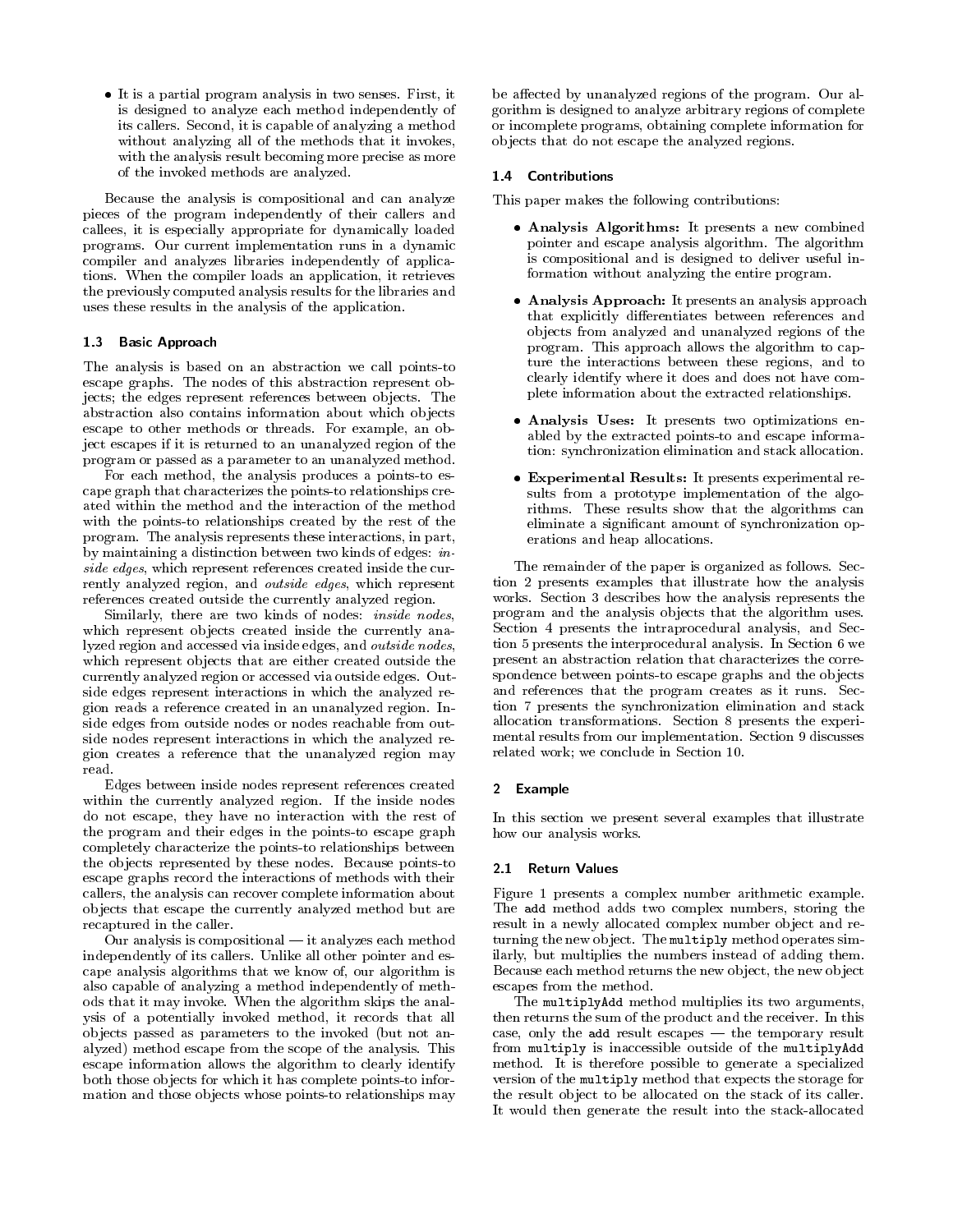- It is a partial program analysis in two senses. First, it is designed to analyze each method independently of its callers. Second, it is capable of analyzing a method without analyzing all of the methods that it invokes, with the analysis result becoming more precise as more of the invoked methods are analyzed.

Because the analysis is compositional and can analyze pieces of the program independently of their callers and callees, it is especially appropriate for dynamically loaded programs. Our current implementation runs in a dynamic compiler and analyzes libraries independently of applications. When the compiler loads an application, it retrieves the previously computed analysis results for the libraries and uses these results in the analysis of the application.

### 1.3 Basic Approach

The analysis is based on an abstraction we call points-to escape graphs. The nodes of this abstraction represent objects; the edges represent references between objects. The abstraction also contains information about which objects escape to other methods or threads. For example, an object escapes if it is returned to an unanalyzed region of the program or passed as a parameter to an unanalyzed method.

For each method, the analysis produces a points-to escape graph that characterizes the points-to relationships created within the method and the interaction of the method with the points-to relationships created by the rest of the program. The analysis represents these interactions, in part, by maintaining a distinction between two kinds of edges: *inside edges*, which represent references created inside the currently analyzed region, and *outside edges*, which represent references created outside the currently analyzed region.

Similarly, there are two kinds of nodes: *inside nodes*, which represent objects created inside the currently analyzed region and accessed via inside edges, and *outside nodes*, which represent objects that are either created outside the currently analyzed region or accessed via outside edges. Outside edges represent interactions in which the analyzed region reads a reference created in an unanalyzed region. Inside edges from outside nodes or nodes reachable from outside nodes represent interactions in which the analyzed region creates a reference that the unanalyzed region may read.

Edges between inside nodes represent references created within the currently analyzed region. If the inside nodes do not escape, they have no interaction with the rest of the program and their edges in the points-to escape graph completely characterize the points-to relationships between the objects represented by these nodes. Because points-to escape graphs record the interactions of methods with their callers, the analysis can recover complete information about objects that escape the currently analyzed method but are recaptured in the caller.

Our analysis is compositional — it analyzes each method independently of its callers. Unlike all other pointer and escape analysis algorithms that we know of, our algorithm is also capable of analyzing a method independently of methods that it may invoke. When the algorithm skips the analysis of a potentially invoked method, it records that all objects passed as parameters to the invoked (but not analyzed) method escape from the scope of the analysis. This escape information allows the algorithm to clearly identify both those objects for which it has complete points-to information and those objects whose points-to relationships may be affected by unanalyzed regions of the program. Our algorithm is designed to analyze arbitrary regions of complete or incomplete programs, obtaining complete information for objects that do not escape the analyzed regions.

### 1.4 Contributions

This paper makes the following contributions:

- **Analysis Algorithms:** It presents a new combined pointer and escape analysis algorithm. The algorithm is compositional and is designed to deliver useful information without analyzing the entire program.
- **Analysis Approach:** It presents an analysis approach that explicitly differentiates between references and objects from analyzed and unanalyzed regions of the program. This approach allows the algorithm to capture the interactions between these regions, and to clearly identify where it does and does not have complete information about the extracted relationships.
- **Analysis Uses:** It presents two optimizations enabled by the extracted points-to and escape information: synchronization elimination and stack allocation.
- **Experimental Results:** It presents experimental results from a prototype implementation of the algorithms. These results show that the algorithms can eliminate a significant amount of synchronization operations and heap allocations.

The remainder of the paper is organized as follows. Section 2 presents examples that illustrate how the analysis works. Section 3 describes how the analysis represents the program and the analysis objects that the algorithm uses. Section 4 presents the intraprocedural analysis, and Section 5 presents the interprocedural analysis. In Section 6 we present an abstraction relation that characterizes the correspondence between points-to escape graphs and the objects and references that the program creates as it runs. Section 7 presents the synchronization elimination and stack allocation transformations. Section 8 presents the experimental results from our implementation. Section 9 discusses related work; we conclude in Section 10.

## 2 Example

In this section we present several examples that illustrate how our analysis works.

### 2.1 Return Values

Figure 1 presents a complex number arithmetic example. The `add` method adds two complex numbers, storing the result in a newly allocated complex number object and returning the new object. The `multiply` method operates similarly, but multiplies the numbers instead of adding them. Because each method returns the new object, the new object escapes from the method.

The `multiplyAdd` method multiplies its two arguments, then returns the sum of the product and the receiver. In this case, only the `add` result escapes — the temporary result from `multiply` is inaccessible outside of the `multiplyAdd` method. It is therefore possible to generate a specialized version of the `multiply` method that expects the storage for the result object to be allocated on the stack of its caller. It would then generate the result into the stack-allocated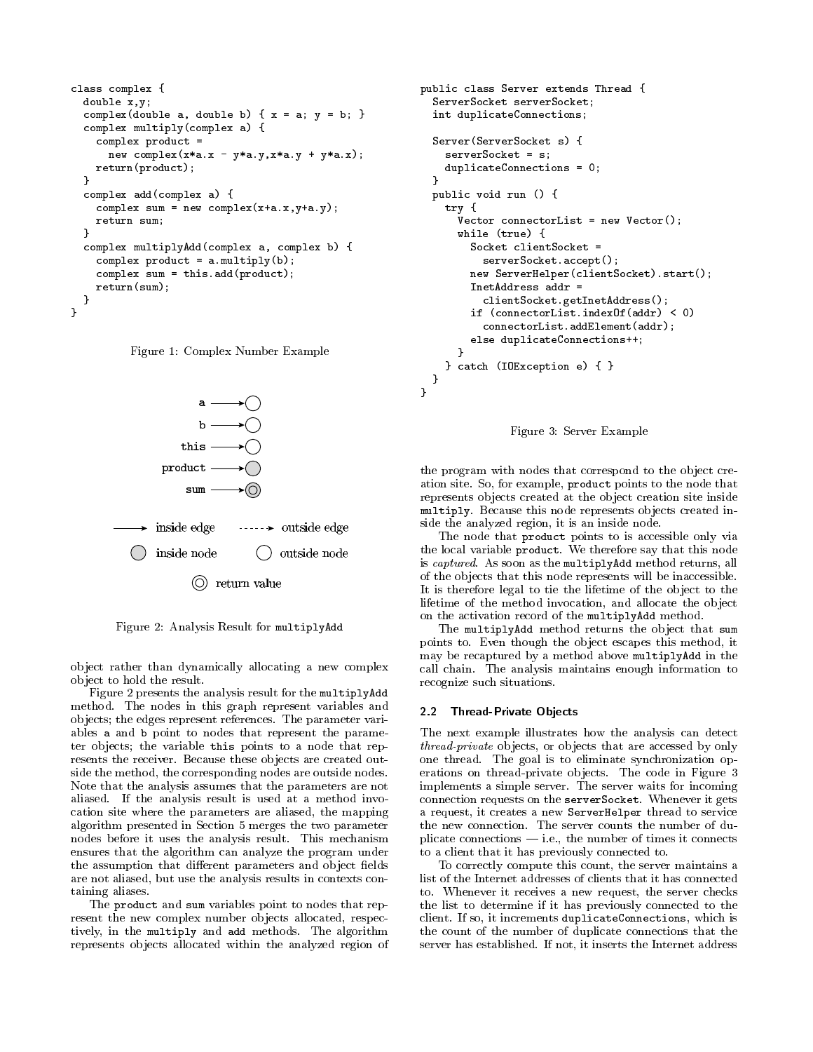```
class complex {
  double x,y;
  complex(double a, double b) { x = a; y = b; }
  complex multiply(complex a) {
    complex product =
      new complex(x*a.x - y*a.y,x*a.y + y*a.x);
    return(product);
  }
  complex add(complex a) {
    complex sum = new complex(x+a.x,y+a.y);
    return sum;
  }
  complex multiplyAdd(complex a, complex b) {
    complex product = a.multiply(b);
    complex sum = this.add(product);
    return(sum);
  }
}
```

Figure 1: Complex Number Example

Figure 2: Analysis Result for `multiplyAdd`

object rather than dynamically allocating a new complex object to hold the result.

Figure 2 presents the analysis result for the `multiplyAdd` method. The nodes in this graph represent variables and objects; the edges represent references. The parameter variables `a` and `b` point to nodes that represent the parameter objects; the variable `this` points to a node that represents the receiver. Because these objects are created outside the method, the corresponding nodes are outside nodes. Note that the analysis assumes that the parameters are not aliased. If the analysis result is used at a method invocation site where the parameters are aliased, the mapping algorithm presented in Section 5 merges the two parameter nodes before it uses the analysis result. This mechanism ensures that the algorithm can analyze the program under the assumption that different parameters and object fields are not aliased, but use the analysis results in contexts containing aliases.

The `product` and `sum` variables point to nodes that represent the new complex number objects allocated, respectively, in the `multiply` and `add` methods. The algorithm represents objects allocated within the analyzed region of the program with nodes that correspond to the object creation site. So, for example, `product` points to the node that represents objects created at the object creation site inside `multiply`. Because this node represents objects created inside the analyzed region, it is an inside node.

The node that `product` points to is accessible only via the local variable `product`. We therefore say that this node is *captured*. As soon as the `multiplyAdd` method returns, all of the objects that this node represents will be inaccessible. It is therefore legal to tie the lifetime of the object to the lifetime of the method invocation, and allocate the object on the activation record of the `multiplyAdd` method.

The `multiplyAdd` method returns the object that `sum` points to. Even though the object escapes this method, it may be recaptured by a method above `multiplyAdd` in the call chain. The analysis maintains enough information to recognize such situations.

```
public class Server extends Thread {
  ServerSocket serverSocket;
  int duplicateConnections;

  Server(ServerSocket s) {
    serverSocket = s;
    duplicateConnections = 0;
  }
  public void run () {
    try {
      Vector connectorList = new Vector();
      while (true) {
        Socket clientSocket =
          serverSocket.accept();
        new ServerHelper(clientSocket).start();
        InetAddress addr =
          clientSocket.getInetAddress();
        if (connectorList.indexOf(addr) < 0)
          connectorList.addElement(addr);
        else duplicateConnections++;
      }
    } catch (IOException e) { }
  }
}
```

Figure 3: Server Example

### 2.2 Thread-Private Objects

The next example illustrates how the analysis can detect *thread-private* objects, or objects that are accessed by only one thread. The goal is to eliminate synchronization operations on thread-private objects. The code in Figure 3 implements a simple server. The server waits for incoming connection requests on the `serverSocket`. Whenever it gets a request, it creates a new `ServerHelper` thread to service the new connection. The server counts the number of duplicate connections — i.e., the number of times it connects to a client that it has previously connected to.

To correctly compute this count, the server maintains a list of the Internet addresses of clients that it has connected to. Whenever it receives a new request, the server checks the list to determine if it has previously connected to the client. If so, it increments `duplicateConnections`, which is the count of the number of duplicate connections that the server has established. If not, it inserts the Internet address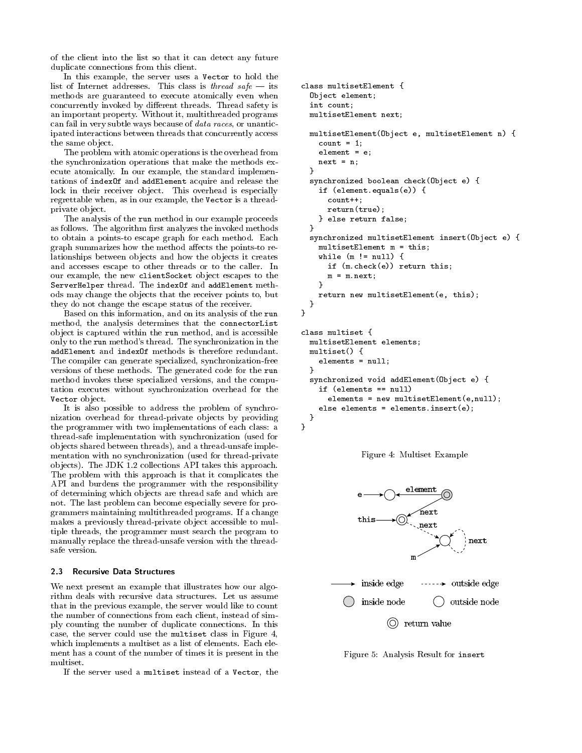of the client into the list so that it can detect any future duplicate connections from this client.

In this example, the server uses a `Vector` to hold the list of Internet addresses. This class is *thread safe* — its methods are guaranteed to execute atomically even when concurrently invoked by different threads. Thread safety is an important property. Without it, multithreaded programs can fail in very subtle ways because of *data races*, or unanticipated interactions between threads that concurrently access the same object.

The problem with atomic operations is the overhead from the synchronization operations that make the methods execute atomically. In our example, the standard implementations of `indexOf` and `addElement` acquire and release the lock in their receiver object. This overhead is especially regrettable when, as in our example, the `Vector` is a thread-private object.

The analysis of the `run` method in our example proceeds as follows. The algorithm first analyzes the invoked methods to obtain a points-to escape graph for each method. Each graph summarizes how the method affects the points-to relationships between objects and how the objects it creates and accesses escape to other threads or to the caller. In our example, the new `clientSocket` object escapes to the `ServerHelper` thread. The `indexOf` and `addElement` methods may change the objects that the receiver points to, but they do not change the escape status of the receiver.

Based on this information, and on its analysis of the `run` method, the analysis determines that the `connectorList` object is captured within the `run` method, and is accessible only to the `run` method's thread. The synchronization in the `addElement` and `indexOf` methods is therefore redundant. The compiler can generate specialized, synchronization-free versions of these methods. The generated code for the `run` method invokes these specialized versions, and the computation executes without synchronization overhead for the `Vector` object.

It is also possible to address the problem of synchronization overhead for thread-private objects by providing the programmer with two implementations of each class: a thread-safe implementation with synchronization (used for objects shared between threads), and a thread-unsafe implementation with no synchronization (used for thread-private objects). The JDK 1.2 collections API takes this approach. The problem with this approach is that it complicates the API and burdens the programmer with the responsibility of determining which objects are thread safe and which are not. The last problem can become especially severe for programmers maintaining multithreaded programs. If a change makes a previously thread-private object accessible to multiple threads, the programmer must search the program to manually replace the thread-unsafe version with the thread-safe version.

### 2.3 Recursive Data Structures

We next present an example that illustrates how our algorithm deals with recursive data structures. Let us assume that in the previous example, the server would like to count the number of connections from each client, instead of simply counting the number of duplicate connections. In this case, the server could use the `multiset` class in Figure 4, which implements a multiset as a list of elements. Each element has a count of the number of times it is present in the multiset.

If the server used a `multiset` instead of a `Vector`, the

```
class multisetElement {
  Object element;
  int count;
  multisetElement next;

  multisetElement(Object e, multisetElement n) {
    count = 1;
    element = e;
    next = n;
  }
  synchronized boolean check(Object e) {
    if (element.equals(e)) {
      count++;
      return(true);
    } else return false;
  }
  synchronized multisetElement insert(Object e) {
    multisetElement m = this;
    while (m != null) {
      if (m.check(e)) return this;
      m = m.next;
    }
    return new multisetElement(e, this);
  }
}

class multiset {
  multisetElement elements;
  multiset() {
    elements = null;
  }
  synchronized void addElement(Object e) {
    if (elements == null)
      elements = new multisetElement(e,null);
    else elements = elements.insert(e);
  }
}
```

Figure 4: Multiset Example

Figure 5: Analysis Result for `insert`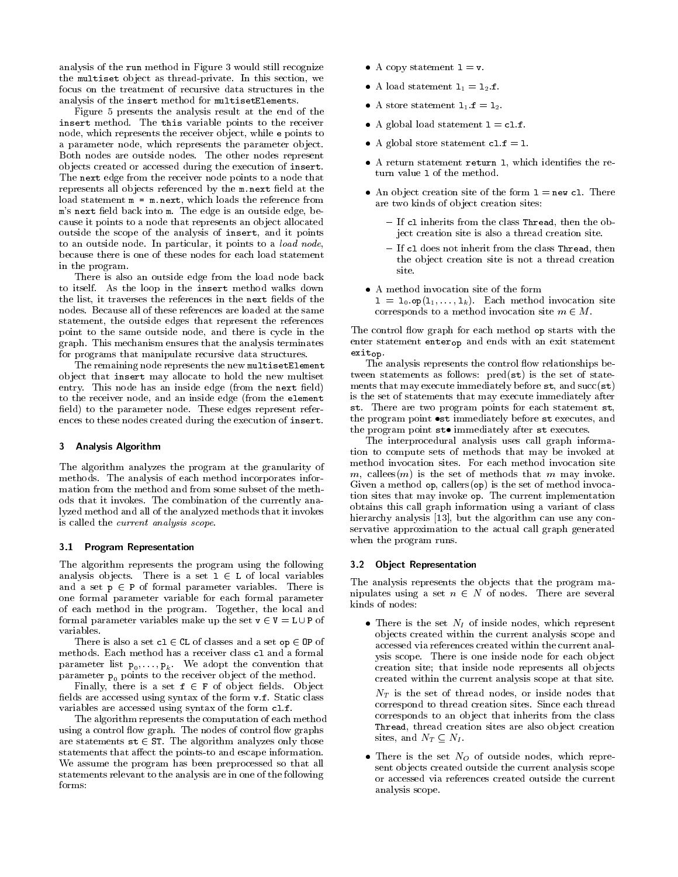analysis of the `run` method in Figure 3 would still recognize the `multiset` object as thread-private. In this section, we focus on the treatment of recursive data structures in the analysis of the `insert` method for `multisetElements`.

Figure 5 presents the analysis result at the end of the `insert` method. The `this` variable points to the receiver node, which represents the receiver object, while `e` points to a parameter node, which represents the parameter object. Both nodes are outside nodes. The other nodes represent objects created or accessed during the execution of `insert`. The `next` edge from the receiver node points to a node that represents all objects referenced by the `m.next` field at the load statement `m = m.next`, which loads the reference from `m`'s `next` field back into `m`. The edge is an outside edge, because it points to a node that represents an object allocated outside the scope of the analysis of `insert`, and it points to an outside node. In particular, it points to a *load node*, because there is one of these nodes for each load statement in the program.

There is also an outside edge from the load node back to itself. As the loop in the `insert` method walks down the list, it traverses the references in the `next` fields of the nodes. Because all of these references are loaded at the same statement, the outside edges that represent the references point to the same outside node, and there is cycle in the graph. This mechanism ensures that the analysis terminates for programs that manipulate recursive data structures.

The remaining node represents the new `multisetElement` object that `insert` may allocate to hold the new multiset entry. This node has an inside edge (from the `next` field) to the receiver node, and an inside edge (from the `element` field) to the parameter node. These edges represent references to these nodes created during the execution of `insert`.

## 3 Analysis Algorithm

The algorithm analyzes the program at the granularity of methods. The analysis of each method incorporates information from the method and from some subset of the methods that it invokes. The combination of the currently analyzed method and all of the analyzed methods that it invokes is called the *current analysis scope*.

### 3.1 Program Representation

The algorithm represents the program using the following analysis objects. There is a set $\mathtt{l} \in \mathtt{L}$ of local variables and a set $\mathtt{p} \in \mathtt{P}$ of formal parameter variables. There is one formal parameter variable for each formal parameter of each method in the program. Together, the local and formal parameter variables make up the set $\mathtt{v} \in \mathtt{V} = \mathtt{L} \cup \mathtt{P}$ of variables.

There is also a set $\mathtt{cl} \in \mathtt{CL}$ of classes and a set $\mathtt{op} \in \mathtt{OP}$ of methods. Each method has a receiver class `cl` and a formal parameter list $\mathtt{p}_0, \ldots, \mathtt{p}_k$. We adopt the convention that parameter $\mathtt{p}_0$ points to the receiver object of the method.

Finally, there is a set $\mathtt{f} \in \mathtt{F}$ of object fields. Object fields are accessed using syntax of the form `v.f`. Static class variables are accessed using syntax of the form `cl.f`.

The algorithm represents the computation of each method using a control flow graph. The nodes of control flow graphs are statements $\mathtt{st} \in \mathtt{ST}$. The algorithm analyzes only those statements that affect the points-to and escape information. We assume the program has been preprocessed so that all statements relevant to the analysis are in one of the following forms:

- A copy statement `l = v`.
- A load statement $\mathtt{l}_1 = \mathtt{l}_2\mathtt{.f}$.
- A store statement $\mathtt{l}_1\mathtt{.f} = \mathtt{l}_2$.
- A global load statement `l = cl.f`.
- A global store statement `cl.f = l`.
- A return statement `return l`, which identifies the return value `l` of the method.
- An object creation site of the form `l = new cl`. There are two kinds of object creation sites:
  - If `cl` inherits from the class `Thread`, then the object creation site is also a thread creation site.
  - If `cl` does not inherit from the class `Thread`, then the object creation site is not a thread creation site.
- A method invocation site of the form $\mathtt{l} = \mathtt{l}_0\mathtt{.op}(\mathtt{l}_1, \ldots, \mathtt{l}_k)$. Each method invocation site corresponds to a method invocation site $m \in M$.

The control flow graph for each method `op` starts with the enter statement $\mathtt{enter}_{\mathtt{op}}$ and ends with an exit statement $\mathtt{exit}_{\mathtt{op}}$.

The analysis represents the control flow relationships between statements as follows: pred(`st`) is the set of statements that may execute immediately before `st`, and succ(`st`) is the set of statements that may execute immediately after `st`. There are two program points for each statement `st`, the program point •`st` immediately before `st` executes, and the program point `st`• immediately after `st` executes.

The interprocedural analysis uses call graph information to compute sets of methods that may be invoked at method invocation sites. For each method invocation site $m$, callees($m$) is the set of methods that $m$ may invoke. Given a method `op`, callers(`op`) is the set of method invocation sites that may invoke `op`. The current implementation obtains this call graph information using a variant of class hierarchy analysis [13], but the algorithm can use any conservative approximation to the actual call graph generated when the program runs.

### 3.2 Object Representation

The analysis represents the objects that the program manipulates using a set $n \in N$ of nodes. There are several kinds of nodes:

- There is the set $N_I$ of inside nodes, which represent objects created within the current analysis scope and accessed via references created within the current analysis scope. There is one inside node for each object creation site; that inside node represents all objects created within the current analysis scope at that site.

  $N_T$ is the set of thread nodes, or inside nodes that correspond to thread creation sites. Since each thread corresponds to an object that inherits from the class `Thread`, thread creation sites are also object creation sites, and $N_T \subseteq N_I$.

- There is the set $N_O$ of outside nodes, which represent objects created outside the current analysis scope or accessed via references created outside the current analysis scope.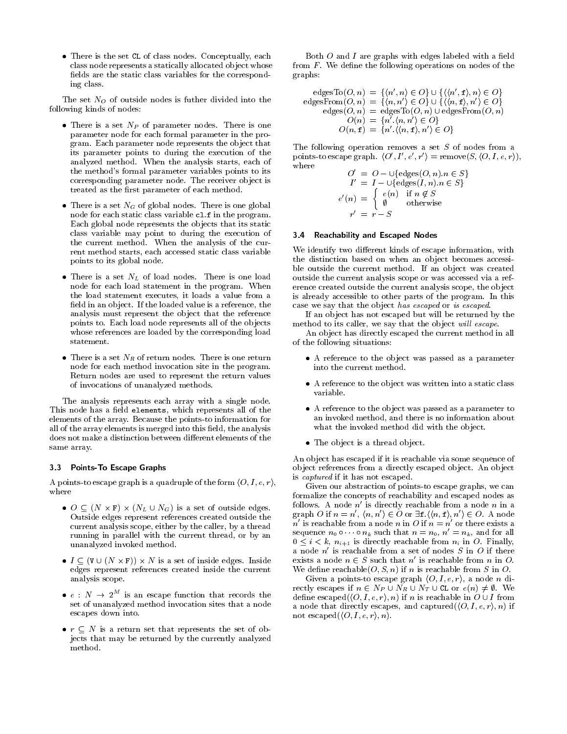- There is the set CL of class nodes. Conceptually, each class node represents a statically allocated object whose fields are the static class variables for the corresponding class.

The set $N_O$ of outside nodes is futher divided into the following kinds of nodes:

- There is a set $N_P$ of parameter nodes. There is one parameter node for each formal parameter in the program. Each parameter node represents the object that its parameter points to during the execution of the analyzed method. When the analysis starts, each of the method's formal parameter variables points to its corresponding parameter node. The receiver object is treated as the first parameter of each method.

- There is a set $N_G$ of global nodes. There is one global node for each static class variable `cl.f` in the program. Each global node represents the objects that its static class variable may point to during the execution of the current method. When the analysis of the current method starts, each accessed static class variable points to its global node.

- There is a set $N_L$ of load nodes. There is one load node for each load statement in the program. When the load statement executes, it loads a value from a field in an object. If the loaded value is a reference, the analysis must represent the object that the reference points to. Each load node represents all of the objects whose references are loaded by the corresponding load statement.

- There is a set $N_R$ of return nodes. There is one return node for each method invocation site in the program. Return nodes are used to represent the return values of invocations of unanalyzed methods.

The analysis represents each array with a single node. This node has a field `elements`, which represents all of the elements of the array. Because the points-to information for all of the array elements is merged into this field, the analysis does not make a distinction between different elements of the same array.

### 3.3 Points-To Escape Graphs

A points-to escape graph is a quadruple of the form $\langle O, I, e, r \rangle$, where

- $O \subseteq (N \times \texttt{F}) \times (N_L \cup N_G)$ is a set of outside edges. Outside edges represent references created outside the current analysis scope, either by the caller, by a thread running in parallel with the current thread, or by an unanalyzed invoked method.

- $I \subseteq (\texttt{V} \cup (N \times \texttt{F})) \times N$ is a set of inside edges. Inside edges represent references created inside the current analysis scope.

- $e : N \to 2^M$ is an escape function that records the set of unanalyzed method invocation sites that a node escapes down into.

- $r \subseteq N$ is a return set that represents the set of objects that may be returned by the currently analyzed method.

Both $O$ and $I$ are graphs with edges labeled with a field from $F$. We define the following operations on nodes of the graphs:

$$\begin{aligned}
\text{edgesTo}(O, n) &= \{\langle n', n \rangle \in O\} \cup \{\langle\langle n', \texttt{f}\rangle, n\rangle \in O\} \\
\text{edgesFrom}(O, n) &= \{\langle n, n' \rangle \in O\} \cup \{\langle\langle n, \texttt{f}\rangle, n'\rangle \in O\} \\
\text{edges}(O, n) &= \text{edgesTo}(O, n) \cup \text{edgesFrom}(O, n) \\
O(n) &= \{n'.\langle n, n'\rangle \in O\} \\
O(n, \texttt{f}) &= \{n'.\langle\langle n, \texttt{f}\rangle, n'\rangle \in O\}
\end{aligned}$$

The following operation removes a set $S$ of nodes from a points-to escape graph. $\langle O', I', e', r' \rangle = \text{remove}(S, \langle O, I, e, r\rangle)$, where

$$\begin{aligned}
O' &= O - \cup\{\text{edges}(O, n).n \in S\} \\
I' &= I - \cup\{\text{edges}(I, n).n \in S\} \\
e'(n) &= \begin{cases} e(n) & \text{if } n \notin S \\ \emptyset & \text{otherwise} \end{cases} \\
r' &= r - S
\end{aligned}$$

### 3.4 Reachability and Escaped Nodes

We identify two different kinds of escape information, with the distinction based on when an object becomes accessible outside the current method. If an object was created outside the current analysis scope or was accessed via a reference created outside the current analysis scope, the object is already accessible to other parts of the program. In this case we say that the object *has escaped* or *is escaped*.

If an object has not escaped but will be returned by the method to its caller, we say that the object *will escape*.

An object has directly escaped the current method in all of the following situations:

- A reference to the object was passed as a parameter into the current method.

- A reference to the object was written into a static class variable.

- A reference to the object was passed as a parameter to an invoked method, and there is no information about what the invoked method did with the object.

- The object is a thread object.

An object has escaped if it is reachable via some sequence of object references from a directly escaped object. An object is *captured* if it has not escaped.

Given our abstraction of points-to escape graphs, we can formalize the concepts of reachability and escaped nodes as follows. A node $n'$ is directly reachable from a node $n$ in a graph $O$ if $n = n'$, $\langle n, n' \rangle \in O$ or $\exists \texttt{f}.\langle\langle n, \texttt{f}\rangle, n'\rangle \in O$. A node $n'$ is reachable from a node $n$ in $O$ if $n = n'$ or there exists a sequence $n_0 \circ \cdots \circ n_k$ such that $n = n_0$, $n' = n_k$, and for all $0 \leq i < k$, $n_{i+1}$ is directly reachable from $n_i$ in $O$. Finally, a node $n'$ is reachable from a set of nodes $S$ in $O$ if there exists a node $n \in S$ such that $n'$ is reachable from $n$ in $O$. We define reachable$(O, S, n)$ if $n$ is reachable from $S$ in $O$.

Given a points-to escape graph $\langle O, I, e, r\rangle$, a node $n$ directly escapes if $n \in N_P \cup N_R \cup N_T \cup \texttt{CL}$ or $e(n) \neq \emptyset$. We define escaped$(\langle O, I, e, r\rangle, n)$ if $n$ is reachable in $O \cup I$ from a node that directly escapes, and captured$(\langle O, I, e, r\rangle, n)$ if not escaped$(\langle O, I, e, r\rangle, n)$.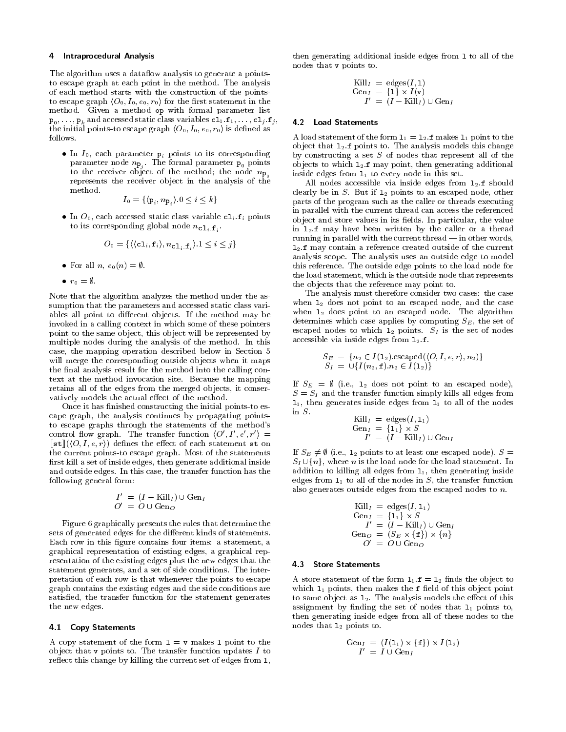## 4 Intraprocedural Analysis

The algorithm uses a dataflow analysis to generate a points-to escape graph at each point in the method. The analysis of each method starts with the construction of the points-to escape graph $\langle O_0, I_0, e_0, r_0 \rangle$ for the first statement in the method. Given a method op with formal parameter list $\mathtt{p}_0, \ldots, \mathtt{p}_k$ and accessed static class variables $\mathtt{cl}_1.\mathtt{f}_1, \ldots, \mathtt{cl}_j.\mathtt{f}_j$, the initial points-to escape graph $\langle O_0, I_0, e_0, r_0 \rangle$ is defined as follows.

- In $I_0$, each parameter $\mathtt{p}_i$ points to its corresponding parameter node $n_{\mathtt{p}_i}$. The formal parameter $\mathtt{p}_0$ points to the receiver object of the method; the node $n_{\mathtt{p}_0}$ represents the receiver object in the analysis of the method.
$$I_0 = \{\langle \mathtt{p}_i, n_{\mathtt{p}_i} \rangle . 0 \leq i \leq k\}$$
- In $O_0$, each accessed static class variable $\mathtt{cl}_i.\mathtt{f}_i$ points to its corresponding global node $n_{\mathtt{cl}_i.\mathtt{f}_i}$.
$$O_0 = \{\langle \langle \mathtt{cl}_i, \mathtt{f}_i \rangle, n_{\mathtt{cl}_i.\mathtt{f}_i} \rangle . 1 \leq i \leq j\}$$
- For all $n$, $e_0(n) = \emptyset$.
- $r_0 = \emptyset$.

Note that the algorithm analyzes the method under the assumption that the parameters and accessed static class variables all point to different objects. If the method may be invoked in a calling context in which some of these pointers point to the same object, this object will be represented by multiple nodes during the analysis of the method. In this case, the mapping operation described below in Section 5 will merge the corresponding outside objects when it maps the final analysis result for the method into the calling context at the method invocation site. Because the mapping retains all of the edges from the merged objects, it conservatively models the actual effect of the method.

Once it has finished constructing the initial points-to escape graph, the analysis continues by propagating points-to escape graphs through the statements of the method's control flow graph. The transfer function $\langle O', I', e', r' \rangle = [\![\mathtt{st}]\!](\langle O, I, e, r \rangle)$ defines the effect of each statement st on the current points-to escape graph. Most of the statements first kill a set of inside edges, then generate additional inside and outside edges. In this case, the transfer function has the following general form:

$$\begin{aligned} I' &= (I - \text{Kill}_I) \cup \text{Gen}_I \\ O' &= O \cup \text{Gen}_O \end{aligned}$$

Figure 6 graphically presents the rules that determine the sets of generated edges for the different kinds of statements. Each row in this figure contains four items: a statement, a graphical representation of existing edges, a graphical representation of the existing edges plus the new edges that the statement generates, and a set of side conditions. The interpretation of each row is that whenever the points-to escape graph contains the existing edges and the side conditions are satisfied, the transfer function for the statement generates the new edges.

### 4.1 Copy Statements

A copy statement of the form `l = v` makes `l` point to the object that `v` points to. The transfer function updates $I$ to reflect this change by killing the current set of edges from `l`, then generating additional inside edges from `l` to all of the nodes that `v` points to.

$$\begin{aligned} \text{Kill}_I &= \text{edges}(I, \mathtt{l}) \\ \text{Gen}_I &= \{\mathtt{l}\} \times I(\mathtt{v}) \\ I' &= (I - \text{Kill}_I) \cup \text{Gen}_I \end{aligned}$$

### 4.2 Load Statements

A load statement of the form $\mathtt{l}_1 = \mathtt{l}_2.\mathtt{f}$ makes $\mathtt{l}_1$ point to the object that $\mathtt{l}_2.\mathtt{f}$ points to. The analysis models this change by constructing a set $S$ of nodes that represent all of the objects to which $\mathtt{l}_2.\mathtt{f}$ may point, then generating additional inside edges from $\mathtt{l}_1$ to every node in this set.

All nodes accessible via inside edges from $\mathtt{l}_2.\mathtt{f}$ should clearly be in $S$. But if $\mathtt{l}_2$ points to an escaped node, other parts of the program such as the caller or threads executing in parallel with the current thread can access the referenced object and store values in its fields. In particular, the value in $\mathtt{l}_2.\mathtt{f}$ may have been written by the caller or a thread running in parallel with the current thread — in other words, $\mathtt{l}_2.\mathtt{f}$ may contain a reference created outside of the current analysis scope. The analysis uses an outside edge to model this reference. The outside edge points to the load node for the load statement, which is the outside node that represents the objects that the reference may point to.

The analysis must therefore consider two cases: the case when $\mathtt{l}_2$ does not point to an escaped node, and the case when $\mathtt{l}_2$ does point to an escaped node. The algorithm determines which case applies by computing $S_E$, the set of escaped nodes to which $\mathtt{l}_2$ points. $S_I$ is the set of nodes accessible via inside edges from $\mathtt{l}_2.\mathtt{f}$.

$$\begin{aligned} S_E &= \{n_2 \in I(\mathtt{l}_2).\text{escaped}(\langle O, I, e, r \rangle, n_2)\} \\ S_I &= \cup\{I(n_2, \mathtt{f}).n_2 \in I(\mathtt{l}_2)\} \end{aligned}$$

If $S_E = \emptyset$ (i.e., $\mathtt{l}_2$ does not point to an escaped node), $S = S_I$ and the transfer function simply kills all edges from $\mathtt{l}_1$, then generates inside edges from $\mathtt{l}_1$ to all of the nodes in $S$.

$$\begin{aligned} \text{Kill}_I &= \text{edges}(I, \mathtt{l}_1) \\ \text{Gen}_I &= \{\mathtt{l}_1\} \times S \\ I' &= (I - \text{Kill}_I) \cup \text{Gen}_I \end{aligned}$$

If $S_E \neq \emptyset$ (i.e., $\mathtt{l}_2$ points to at least one escaped node), $S = S_I \cup \{n\}$, where $n$ is the load node for the load statement. In addition to killing all edges from $\mathtt{l}_1$, then generating inside edges from $\mathtt{l}_1$ to all of the nodes in $S$, the transfer function also generates outside edges from the escaped nodes to $n$.

$$\begin{aligned} \text{Kill}_I &= \text{edges}(I, \mathtt{l}_1) \\ \text{Gen}_I &= \{\mathtt{l}_1\} \times S \\ I' &= (I - \text{Kill}_I) \cup \text{Gen}_I \\ \text{Gen}_O &= (S_E \times \{\mathtt{f}\}) \times \{n\} \\ O' &= O \cup \text{Gen}_O \end{aligned}$$

### 4.3 Store Statements

A store statement of the form $\mathtt{l}_1.\mathtt{f} = \mathtt{l}_2$ finds the object to which $\mathtt{l}_1$ points, then makes the `f` field of this object point to same object as $\mathtt{l}_2$. The analysis models the effect of this assignment by finding the set of nodes that $\mathtt{l}_1$ points to, then generating inside edges from all of these nodes to the nodes that $\mathtt{l}_2$ points to.

$$\begin{aligned} \text{Gen}_I &= (I(\mathtt{l}_1) \times \{\mathtt{f}\}) \times I(\mathtt{l}_2) \\ I' &= I \cup \text{Gen}_I \end{aligned}$$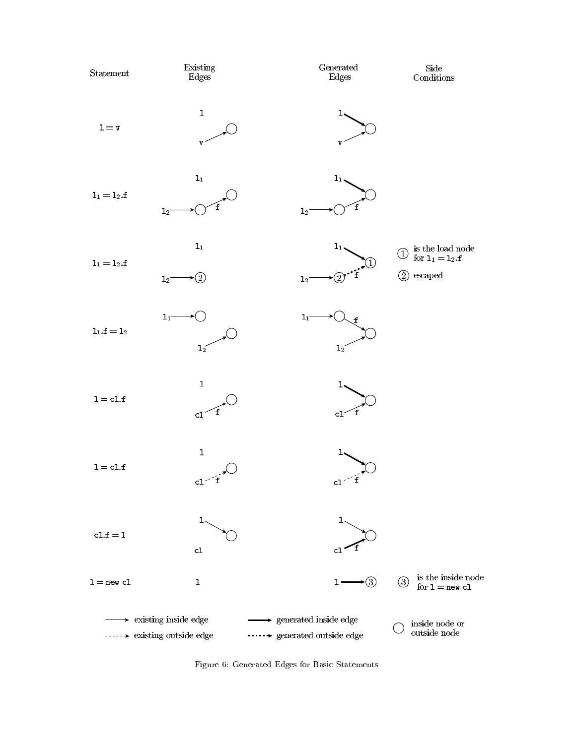| Statement | Existing Edges | Generated Edges | Side Conditions |
| --- | --- | --- | --- |
| l = v | | | |
| $l_1 = l_2$.f | | | |
| $l_1 = l_2$.f | | | ① is the load node for $l_1 = l_2$.f<br>② escaped |
| $l_1$.f = $l_2$ | | | |
| l = cl.f | | | |
| l = cl.f | | | |
| cl.f = l | | | |
| l = new cl | | | ③ is the inside node for l = new cl |

Legend: existing inside edge; existing outside edge; generated inside edge; generated outside edge; ○ inside node or outside node

Figure 6: Generated Edges for Basic Statements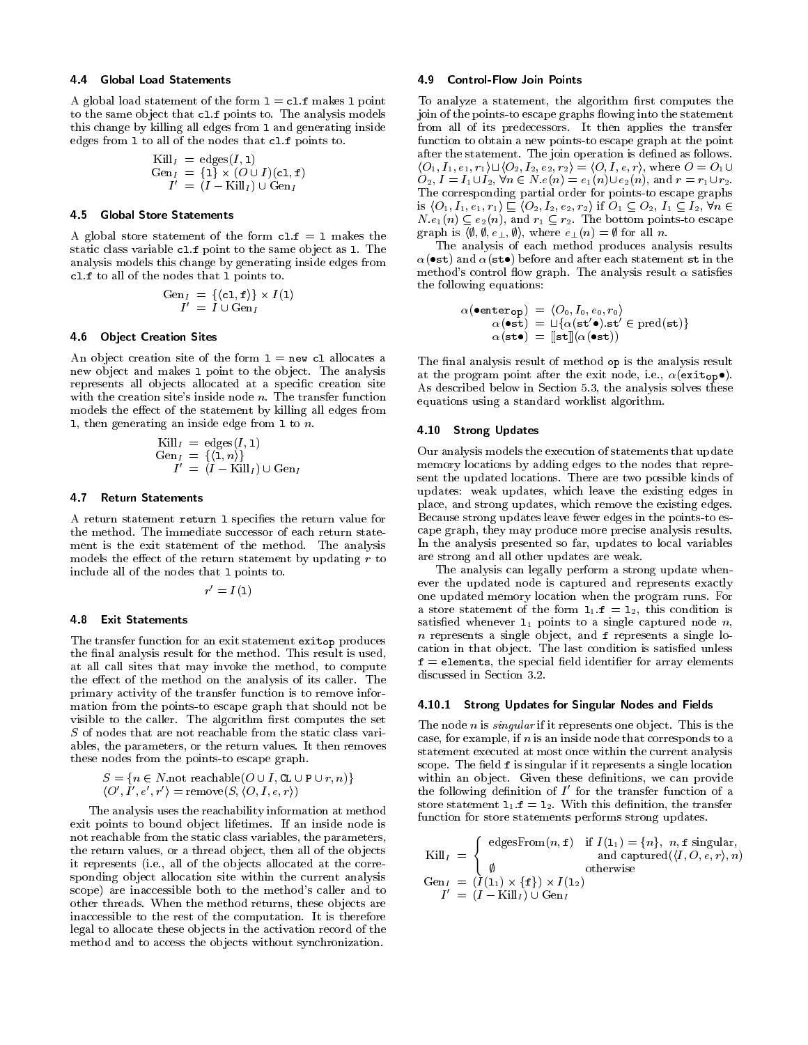### 4.4 Global Load Statements

A global load statement of the form `l = cl.f` makes `l` point to the same object that `cl.f` points to. The analysis models this change by killing all edges from `l` and generating inside edges from `l` to all of the nodes that `cl.f` points to.

$$
\begin{aligned}
\text{Kill}_I &= \text{edges}(I, \texttt{l}) \\
\text{Gen}_I &= \{\texttt{l}\} \times (O \cup I)(\texttt{cl}, \texttt{f}) \\
I' &= (I - \text{Kill}_I) \cup \text{Gen}_I
\end{aligned}
$$

### 4.5 Global Store Statements

A global store statement of the form `cl.f = l` makes the static class variable `cl.f` point to the same object as `l`. The analysis models this change by generating inside edges from `cl.f` to all of the nodes that `l` points to.

$$
\begin{aligned}
\text{Gen}_I &= \{\langle \texttt{cl}, \texttt{f} \rangle\} \times I(\texttt{l}) \\
I' &= I \cup \text{Gen}_I
\end{aligned}
$$

### 4.6 Object Creation Sites

An object creation site of the form `l = new cl` allocates a new object and makes `l` point to the object. The analysis represents all objects allocated at a specific creation site with the creation site's inside node $n$. The transfer function models the effect of the statement by killing all edges from `l`, then generating an inside edge from `l` to $n$.

$$
\begin{aligned}
\text{Kill}_I &= \text{edges}(I, \texttt{l}) \\
\text{Gen}_I &= \{\langle \texttt{l}, n \rangle\} \\
I' &= (I - \text{Kill}_I) \cup \text{Gen}_I
\end{aligned}
$$

### 4.7 Return Statements

A return statement `return l` specifies the return value for the method. The immediate successor of each return statement is the exit statement of the method. The analysis models the effect of the return statement by updating $r$ to include all of the nodes that `l` points to.

$$r' = I(\texttt{l})$$

### 4.8 Exit Statements

The transfer function for an exit statement `exitop` produces the final analysis result for the method. This result is used, at all call sites that may invoke the method, to compute the effect of the method on the analysis of its caller. The primary activity of the transfer function is to remove information from the points-to escape graph that should not be visible to the caller. The algorithm first computes the set $S$ of nodes that are not reachable from the static class variables, the parameters, or the return values. It then removes these nodes from the points-to escape graph.

$$
\begin{aligned}
&S = \{n \in N.\text{not reachable}(O \cup I, \texttt{CL} \cup \texttt{P} \cup r, n)\} \\
&\langle O', I', e', r' \rangle = \text{remove}(S, \langle O, I, e, r \rangle)
\end{aligned}
$$

The analysis uses the reachability information at method exit points to bound object lifetimes. If an inside node is not reachable from the static class variables, the parameters, the return values, or a thread object, then all of the objects it represents (i.e., all of the objects allocated at the corresponding object allocation site within the current analysis scope) are inaccessible both to the method's caller and to other threads. When the method returns, these objects are inaccessible to the rest of the computation. It is therefore legal to allocate these objects in the activation record of the method and to access the objects without synchronization.

### 4.9 Control-Flow Join Points

To analyze a statement, the algorithm first computes the join of the points-to escape graphs flowing into the statement from all of its predecessors. It then applies the transfer function to obtain a new points-to escape graph at the point after the statement. The join operation is defined as follows. $\langle O_1, I_1, e_1, r_1 \rangle \sqcup \langle O_2, I_2, e_2, r_2 \rangle = \langle O, I, e, r \rangle$, where $O = O_1 \cup O_2$, $I = I_1 \cup I_2$, $\forall n \in N.e(n) = e_1(n) \cup e_2(n)$, and $r = r_1 \cup r_2$. The corresponding partial order for points-to escape graphs is $\langle O_1, I_1, e_1, r_1 \rangle \sqsubseteq \langle O_2, I_2, e_2, r_2 \rangle$ if $O_1 \subseteq O_2$, $I_1 \subseteq I_2$, $\forall n \in N.e_1(n) \subseteq e_2(n)$, and $r_1 \subseteq r_2$. The bottom points-to escape graph is $\langle \emptyset, \emptyset, e_\perp, \emptyset \rangle$, where $e_\perp(n) = \emptyset$ for all $n$.

The analysis of each method produces analysis results $\alpha(\bullet\texttt{st})$ and $\alpha(\texttt{st}\bullet)$ before and after each statement `st` in the method's control flow graph. The analysis result $\alpha$ satisfies the following equations:

$$
\begin{aligned}
\alpha(\bullet\texttt{enter}_{\texttt{op}}) &= \langle O_0, I_0, e_0, r_0 \rangle \\
\alpha(\bullet\texttt{st}) &= \sqcup\{\alpha(\texttt{st}'\bullet).\texttt{st}' \in \text{pred}(\texttt{st})\} \\
\alpha(\texttt{st}\bullet) &= [\![\texttt{st}]\!](\alpha(\bullet\texttt{st}))
\end{aligned}
$$

The final analysis result of method `op` is the analysis result at the program point after the exit node, i.e., $\alpha(\texttt{exit}_{\texttt{op}}\bullet)$. As described below in Section 5.3, the analysis solves these equations using a standard worklist algorithm.

### 4.10 Strong Updates

Our analysis models the execution of statements that update memory locations by adding edges to the nodes that represent the updated locations. There are two possible kinds of updates: weak updates, which leave the existing edges in place, and strong updates, which remove the existing edges. Because strong updates leave fewer edges in the points-to escape graph, they may produce more precise analysis results. In the analysis presented so far, updates to local variables are strong and all other updates are weak.

The analysis can legally perform a strong update whenever the updated node is captured and represents exactly one updated memory location when the program runs. For a store statement of the form $\texttt{l}_1\texttt{.f} = \texttt{l}_2$, this condition is satisfied whenever $\texttt{l}_1$ points to a single captured node $n$, $n$ represents a single object, and `f` represents a single location in that object. The last condition is satisfied unless `f = elements`, the special field identifier for array elements discussed in Section 3.2.

#### 4.10.1 Strong Updates for Singular Nodes and Fields

The node $n$ is *singular* if it represents one object. This is the case, for example, if $n$ is an inside node that corresponds to a statement executed at most once within the current analysis scope. The field `f` is singular if it represents a single location within an object. Given these definitions, we can provide the following definition of $I'$ for the transfer function of a store statement $\texttt{l}_1\texttt{.f} = \texttt{l}_2$. With this definition, the transfer function for store statements performs strong updates.

$$
\begin{aligned}
\text{Kill}_I &= \begin{cases} \text{edgesFrom}(n, \texttt{f}) & \text{if } I(\texttt{l}_1) = \{n\},\ n, \texttt{f} \text{ singular,} \\ & \quad \text{and captured}(\langle I, O, e, r \rangle, n) \\ \emptyset & \text{otherwise} \end{cases} \\
\text{Gen}_I &= (I(\texttt{l}_1) \times \{\texttt{f}\}) \times I(\texttt{l}_2) \\
I' &= (I - \text{Kill}_I) \cup \text{Gen}_I
\end{aligned}
$$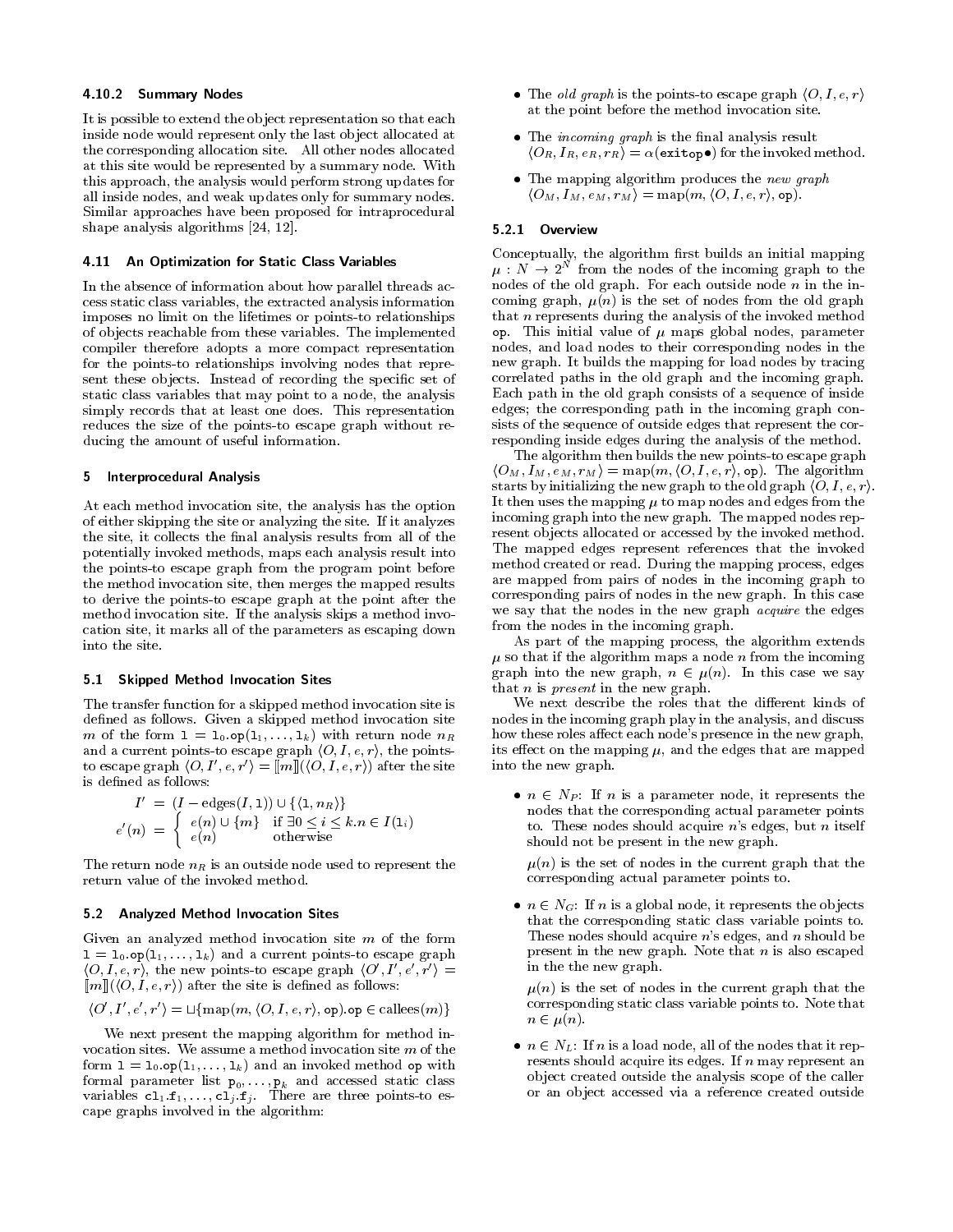#### 4.10.2 Summary Nodes

It is possible to extend the object representation so that each inside node would represent only the last object allocated at the corresponding allocation site. All other nodes allocated at this site would be represented by a summary node. With this approach, the analysis would perform strong updates for all inside nodes, and weak updates only for summary nodes. Similar approaches have been proposed for intraprocedural shape analysis algorithms [24, 12].

### 4.11 An Optimization for Static Class Variables

In the absence of information about how parallel threads access static class variables, the extracted analysis information imposes no limit on the lifetimes or points-to relationships of objects reachable from these variables. The implemented compiler therefore adopts a more compact representation for the points-to relationships involving nodes that represent these objects. Instead of recording the specific set of static class variables that may point to a node, the analysis simply records that at least one does. This representation reduces the size of the points-to escape graph without reducing the amount of useful information.

## 5 Interprocedural Analysis

At each method invocation site, the analysis has the option of either skipping the site or analyzing the site. If it analyzes the site, it collects the final analysis results from all of the potentially invoked methods, maps each analysis result into the points-to escape graph from the program point before the method invocation site, then merges the mapped results to derive the points-to escape graph at the point after the method invocation site. If the analysis skips a method invocation site, it marks all of the parameters as escaping down into the site.

### 5.1 Skipped Method Invocation Sites

The transfer function for a skipped method invocation site is defined as follows. Given a skipped method invocation site $m$ of the form $\texttt{l} = \texttt{l}_0.\texttt{op}(\texttt{l}_1, \ldots, \texttt{l}_k)$ with return node $n_R$ and a current points-to escape graph $\langle O, I, e, r\rangle$, the points-to escape graph $\langle O, I', e, r'\rangle = [\![m]\!](\langle O, I, e, r\rangle)$ after the site is defined as follows:

$$I' = (I - \text{edges}(I, \texttt{l})) \cup \{\langle \texttt{l}, n_R\rangle\}$$

$$e'(n) = \begin{cases} e(n) \cup \{m\} & \text{if } \exists 0 \leq i \leq k . n \in I(\texttt{l}_i) \\ e(n) & \text{otherwise} \end{cases}$$

The return node $n_R$ is an outside node used to represent the return value of the invoked method.

### 5.2 Analyzed Method Invocation Sites

Given an analyzed method invocation site $m$ of the form $\texttt{l} = \texttt{l}_0.\texttt{op}(\texttt{l}_1, \ldots, \texttt{l}_k)$ and a current points-to escape graph $\langle O, I, e, r\rangle$, the new points-to escape graph $\langle O', I', e', r'\rangle = [\![m]\!](\langle O, I, e, r\rangle)$ after the site is defined as follows:

$$\langle O', I', e', r'\rangle = \sqcup\{\text{map}(m, \langle O, I, e, r\rangle, \texttt{op}).\texttt{op} \in \text{callees}(m)\}$$

We next present the mapping algorithm for method invocation sites. We assume a method invocation site $m$ of the form $\texttt{l} = \texttt{l}_0.\texttt{op}(\texttt{l}_1, \ldots, \texttt{l}_k)$ and an invoked method $\texttt{op}$ with formal parameter list $\texttt{p}_0, \ldots, \texttt{p}_k$ and accessed static class variables $\texttt{cl}_1.\texttt{f}_1, \ldots, \texttt{cl}_j.\texttt{f}_j$. There are three points-to escape graphs involved in the algorithm:

- The *old graph* is the points-to escape graph $\langle O, I, e, r\rangle$ at the point before the method invocation site.
- The *incoming graph* is the final analysis result $\langle O_R, I_R, e_R, r_R\rangle = \alpha(\texttt{exitop}\bullet)$ for the invoked method.
- The mapping algorithm produces the *new graph* $\langle O_M, I_M, e_M, r_M\rangle = \text{map}(m, \langle O, I, e, r\rangle, \texttt{op})$.

#### 5.2.1 Overview

Conceptually, the algorithm first builds an initial mapping $\mu : N \rightarrow 2^N$ from the nodes of the incoming graph to the nodes of the old graph. For each outside node $n$ in the incoming graph, $\mu(n)$ is the set of nodes from the old graph that $n$ represents during the analysis of the invoked method $\texttt{op}$. This initial value of $\mu$ maps global nodes, parameter nodes, and load nodes to their corresponding nodes in the new graph. It builds the mapping for load nodes by tracing correlated paths in the old graph and the incoming graph. Each path in the old graph consists of a sequence of inside edges; the corresponding path in the incoming graph consists of the sequence of outside edges that represent the corresponding inside edges during the analysis of the method.

The algorithm then builds the new points-to escape graph $\langle O_M, I_M, e_M, r_M\rangle = \text{map}(m, \langle O, I, e, r\rangle, \texttt{op})$. The algorithm starts by initializing the new graph to the old graph $\langle O, I, e, r\rangle$. It then uses the mapping $\mu$ to map nodes and edges from the incoming graph into the new graph. The mapped nodes represent objects allocated or accessed by the invoked method. The mapped edges represent references that the invoked method created or read. During the mapping process, edges are mapped from pairs of nodes in the incoming graph to corresponding pairs of nodes in the new graph. In this case we say that the nodes in the new graph *acquire* the edges from the nodes in the incoming graph.

As part of the mapping process, the algorithm extends $\mu$ so that if the algorithm maps a node $n$ from the incoming graph into the new graph, $n \in \mu(n)$. In this case we say that $n$ is *present* in the new graph.

We next describe the roles that the different kinds of nodes in the incoming graph play in the analysis, and discuss how these roles affect each node's presence in the new graph, its effect on the mapping $\mu$, and the edges that are mapped into the new graph.

- $n \in N_P$: If $n$ is a parameter node, it represents the nodes that the corresponding actual parameter points to. These nodes should acquire $n$'s edges, but $n$ itself should not be present in the new graph.

  $\mu(n)$ is the set of nodes in the current graph that the corresponding actual parameter points to.

- $n \in N_G$: If $n$ is a global node, it represents the objects that the corresponding static class variable points to. These nodes should acquire $n$'s edges, and $n$ should be present in the new graph. Note that $n$ is also escaped in the the new graph.

  $\mu(n)$ is the set of nodes in the current graph that the corresponding static class variable points to. Note that $n \in \mu(n)$.

- $n \in N_L$: If $n$ is a load node, all of the nodes that it represents should acquire its edges. If $n$ may represent an object created outside the analysis scope of the caller or an object accessed via a reference created outside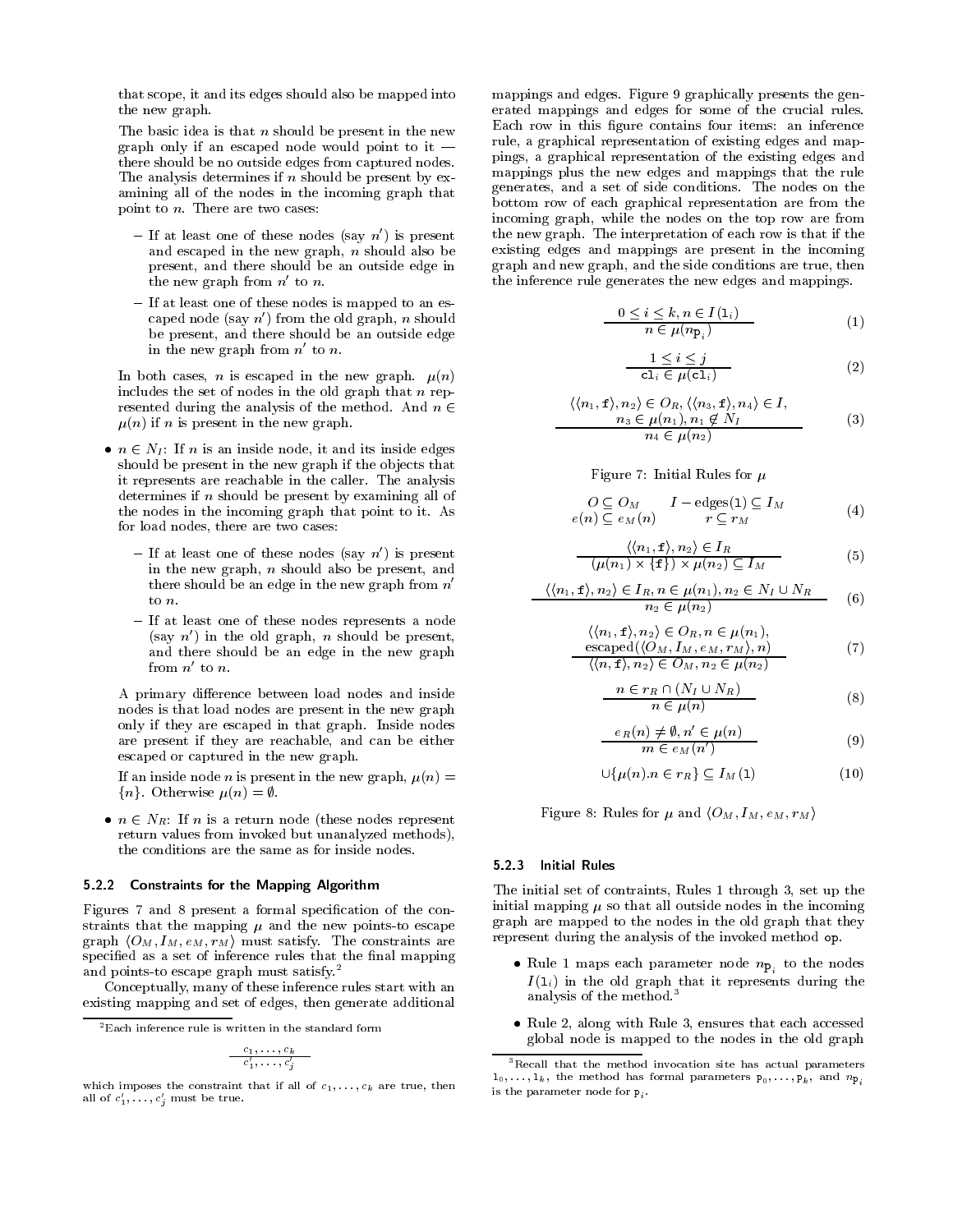that scope, it and its edges should also be mapped into the new graph.

The basic idea is that $n$ should be present in the new graph only if an escaped node would point to it — there should be no outside edges from captured nodes. The analysis determines if $n$ should be present by examining all of the nodes in the incoming graph that point to $n$. There are two cases:

- If at least one of these nodes (say $n'$) is present and escaped in the new graph, $n$ should also be present, and there should be an outside edge in the new graph from $n'$ to $n$.
- If at least one of these nodes is mapped to an escaped node (say $n'$) from the old graph, $n$ should be present, and there should be an outside edge in the new graph from $n'$ to $n$.

In both cases, $n$ is escaped in the new graph. $\mu(n)$ includes the set of nodes in the old graph that $n$ represented during the analysis of the method. And $n \in \mu(n)$ if $n$ is present in the new graph.

- $n \in N_I$: If $n$ is an inside node, it and its inside edges should be present in the new graph if the objects that it represents are reachable in the caller. The analysis determines if $n$ should be present by examining all of the nodes in the incoming graph that point to it. As for load nodes, there are two cases:
  - If at least one of these nodes (say $n'$) is present in the new graph, $n$ should also be present, and there should be an edge in the new graph from $n'$ to $n$.
  - If at least one of these nodes represents a node (say $n'$) in the old graph, $n$ should be present, and there should be an edge in the new graph from $n'$ to $n$.

  A primary difference between load nodes and inside nodes is that load nodes are present in the new graph only if they are escaped in that graph. Inside nodes are present if they are reachable, and can be either escaped or captured in the new graph.

  If an inside node $n$ is present in the new graph, $\mu(n) = \{n\}$. Otherwise $\mu(n) = \emptyset$.

- $n \in N_R$: If $n$ is a return node (these nodes represent return values from invoked but unanalyzed methods), the conditions are the same as for inside nodes.

### 5.2.2 Constraints for the Mapping Algorithm

Figures 7 and 8 present a formal specification of the constraints that the mapping $\mu$ and the new points-to escape graph $\langle O_M, I_M, e_M, r_M \rangle$ must satisfy. The constraints are specified as a set of inference rules that the final mapping and points-to escape graph must satisfy.[2]

Conceptually, many of these inference rules start with an existing mapping and set of edges, then generate additional mappings and edges. Figure 9 graphically presents the generated mappings and edges for some of the crucial rules. Each row in this figure contains four items: an inference rule, a graphical representation of existing edges and mappings, a graphical representation of the existing edges and mappings plus the new edges and mappings that the rule generates, and a set of side conditions. The nodes on the bottom row of each graphical representation are from the incoming graph, while the nodes on the top row are from the new graph. The interpretation of each row is that if the existing edges and mappings are present in the incoming graph and new graph, and the side conditions are true, then the inference rule generates the new edges and mappings.

$$\frac{0 \le i \le k, n \in I(\mathtt{l}_i)}{n \in \mu(n_{\mathtt{p}_i})} \tag{1}$$

$$\frac{1 \le i \le j}{\mathtt{cl}_i \in \mu(\mathtt{cl}_i)} \tag{2}$$

$$\frac{\langle\langle n_1, \mathtt{f}\rangle, n_2\rangle \in O_R, \langle\langle n_3, \mathtt{f}\rangle, n_4\rangle \in I, \quad n_3 \in \mu(n_1), n_1 \notin N_I}{n_4 \in \mu(n_2)} \tag{3}$$

Figure 7: Initial Rules for $\mu$

$$\begin{array}{ll} O \subseteq O_M & I - \mathrm{edges}(\mathtt{l}) \subseteq I_M \\ e(n) \subseteq e_M(n) & r \subseteq r_M \end{array} \tag{4}$$

$$\frac{\langle\langle n_1, \mathtt{f}\rangle, n_2\rangle \in I_R}{(\mu(n_1) \times \{\mathtt{f}\}) \times \mu(n_2) \subseteq I_M} \tag{5}$$

$$\frac{\langle\langle n_1, \mathtt{f}\rangle, n_2\rangle \in I_R, n \in \mu(n_1), n_2 \in N_I \cup N_R}{n_2 \in \mu(n_2)} \tag{6}$$

$$\frac{\langle\langle n_1, \mathtt{f}\rangle, n_2\rangle \in O_R, n \in \mu(n_1), \quad \mathrm{escaped}(\langle O_M, I_M, e_M, r_M\rangle, n)}{\langle\langle n, \mathtt{f}\rangle, n_2\rangle \in O_M, n_2 \in \mu(n_2)} \tag{7}$$

$$\frac{n \in r_R \cap (N_I \cup N_R)}{n \in \mu(n)} \tag{8}$$

$$\frac{e_R(n) \neq \emptyset, n' \in \mu(n)}{m \in e_M(n')} \tag{9}$$

$$\cup\{\mu(n).n \in r_R\} \subseteq I_M(\mathtt{l}) \tag{10}$$

Figure 8: Rules for $\mu$ and $\langle O_M, I_M, e_M, r_M \rangle$

### 5.2.3 Initial Rules

The initial set of contraints, Rules 1 through 3, set up the initial mapping $\mu$ so that all outside nodes in the incoming graph are mapped to the nodes in the old graph that they represent during the analysis of the invoked method `op`.

- Rule 1 maps each parameter node $n_{\mathtt{p}_i}$ to the nodes $I(\mathtt{l}_i)$ in the old graph that it represents during the analysis of the method.[3]
- Rule 2, along with Rule 3, ensures that each accessed global node is mapped to the nodes in the old graph

[2] Each inference rule is written in the standard form

$$\frac{c_1, \ldots, c_k}{c'_1, \ldots, c'_j}$$

which imposes the constraint that if all of $c_1, \ldots, c_k$ are true, then all of $c'_1, \ldots, c'_j$ must be true.

[3] Recall that the method invocation site has actual parameters $\mathtt{l}_0, \ldots, \mathtt{l}_k$, the method has formal parameters $\mathtt{p}_0, \ldots, \mathtt{p}_k$, and $n_{\mathtt{p}_i}$ is the parameter node for $\mathtt{p}_i$.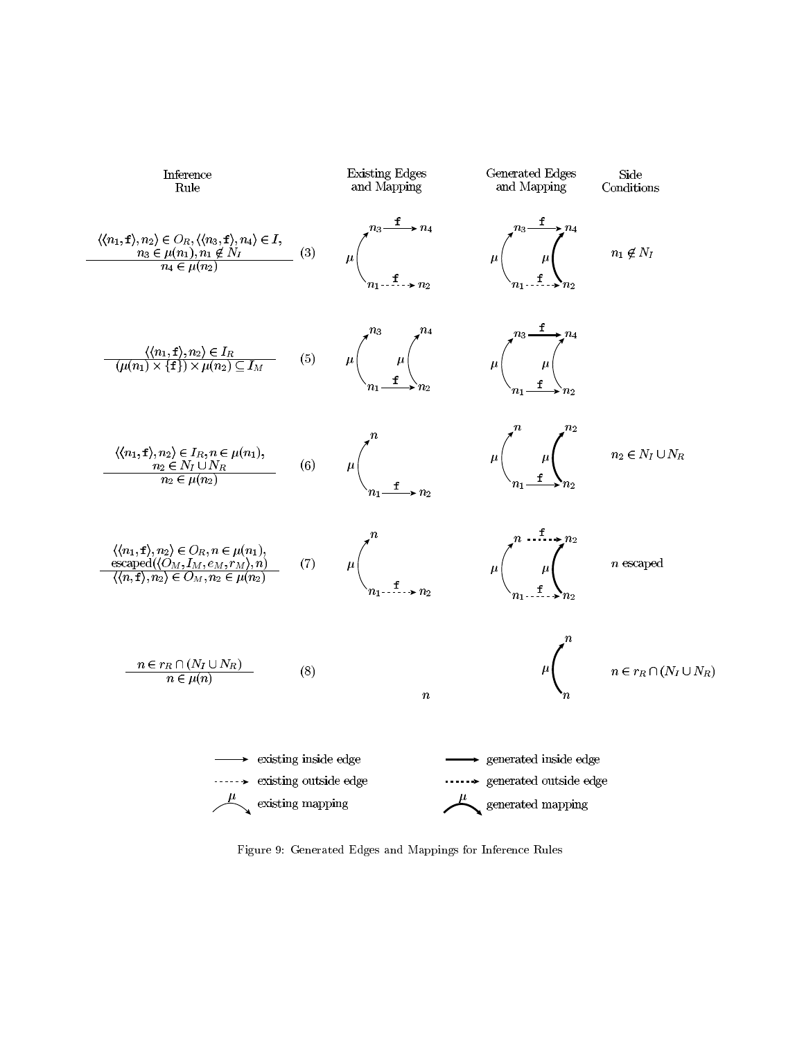| Inference Rule | | Existing Edges and Mapping | Generated Edges and Mapping | Side Conditions |
|---|---|---|---|---|
| $\dfrac{\langle\langle n_1, \mathtt{f}\rangle, n_2\rangle \in O_R, \langle\langle n_3, \mathtt{f}\rangle, n_4\rangle \in I, \; n_3 \in \mu(n_1), n_1 \notin N_I}{n_4 \in \mu(n_2)}$ | (3) | | | $n_1 \notin N_I$ |
| $\dfrac{\langle\langle n_1, \mathtt{f}\rangle, n_2\rangle \in I_R}{(\mu(n_1) \times \{\mathtt{f}\}) \times \mu(n_2) \subseteq I_M}$ | (5) | | | |
| $\dfrac{\langle\langle n_1, \mathtt{f}\rangle, n_2\rangle \in I_R, n \in \mu(n_1), \; n_2 \in N_I \cup N_R}{n_2 \in \mu(n_2)}$ | (6) | | | $n_2 \in N_I \cup N_R$ |
| $\dfrac{\langle\langle n_1, \mathtt{f}\rangle, n_2\rangle \in O_R, n \in \mu(n_1), \; \text{escaped}(\langle O_M, I_M, e_M, r_M\rangle, n)}{\langle\langle n, \mathtt{f}\rangle, n_2\rangle \in O_M, n_2 \in \mu(n_2)}$ | (7) | | | $n$ escaped |
| $\dfrac{n \in r_R \cap (N_I \cup N_R)}{n \in \mu(n)}$ | (8) | | | $n \in r_R \cap (N_I \cup N_R)$ |

Legend: existing inside edge; existing outside edge; existing mapping ($\mu$); generated inside edge; generated outside edge; generated mapping ($\mu$).

Figure 9: Generated Edges and Mappings for Inference Rules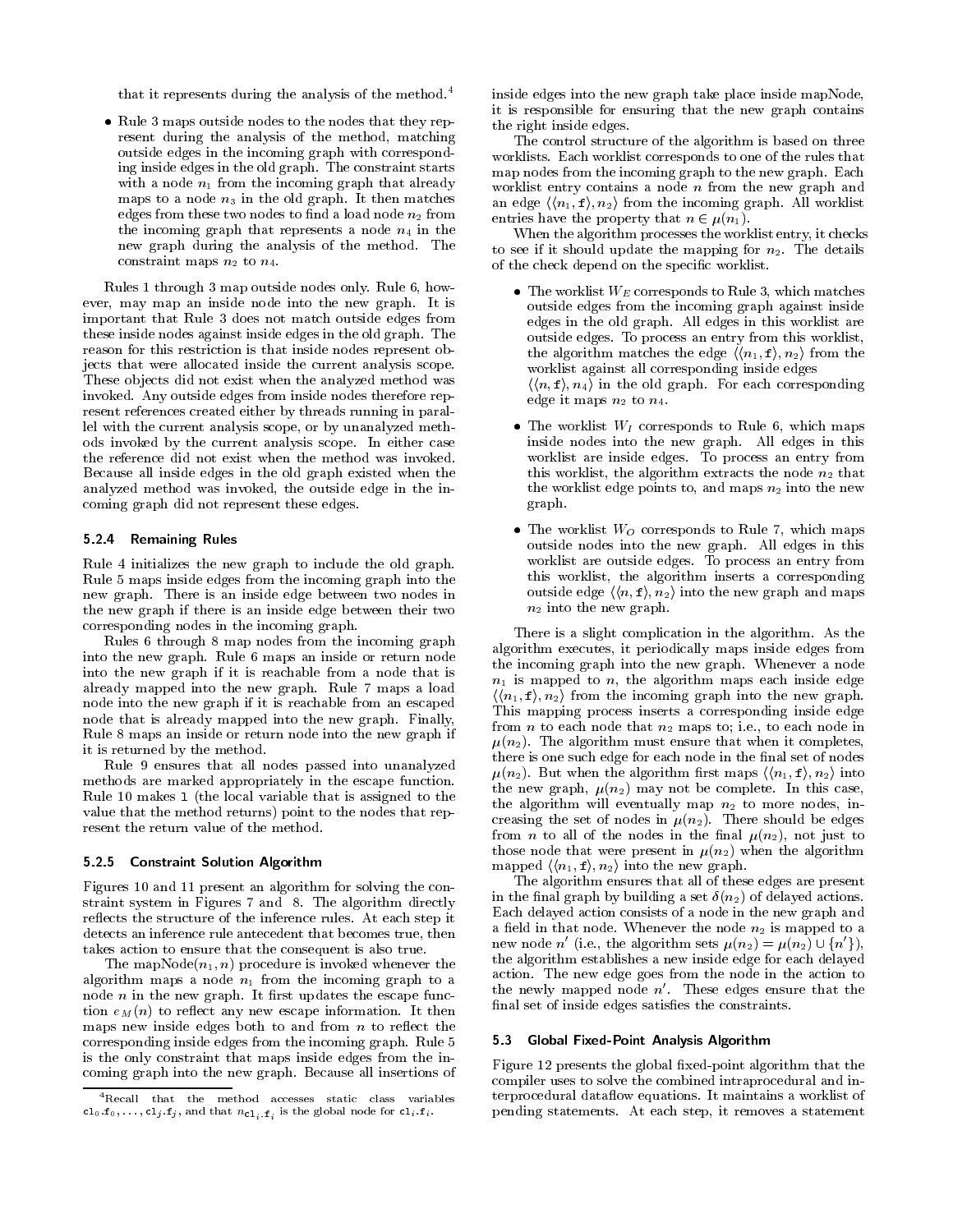that it represents during the analysis of the method.[4]

- Rule 3 maps outside nodes to the nodes that they represent during the analysis of the method, matching outside edges in the incoming graph with corresponding inside edges in the old graph. The constraint starts with a node $n_1$ from the incoming graph that already maps to a node $n_3$ in the old graph. It then matches edges from these two nodes to find a load node $n_2$ from the incoming graph that represents a node $n_4$ in the new graph during the analysis of the method. The constraint maps $n_2$ to $n_4$.

Rules 1 through 3 map outside nodes only. Rule 6, however, may map an inside node into the new graph. It is important that Rule 3 does not match outside edges from these inside nodes against inside edges in the old graph. The reason for this restriction is that inside nodes represent objects that were allocated inside the current analysis scope. These objects did not exist when the analyzed method was invoked. Any outside edges from inside nodes therefore represent references created either by threads running in parallel with the current analysis scope, or by unanalyzed methods invoked by the current analysis scope. In either case the reference did not exist when the method was invoked. Because all inside edges in the old graph existed when the analyzed method was invoked, the outside edge in the incoming graph did not represent these edges.

### 5.2.4 Remaining Rules

Rule 4 initializes the new graph to include the old graph. Rule 5 maps inside edges from the incoming graph into the new graph. There is an inside edge between two nodes in the new graph if there is an inside edge between their two corresponding nodes in the incoming graph.

Rules 6 through 8 map nodes from the incoming graph into the new graph. Rule 6 maps an inside or return node into the new graph if it is reachable from a node that is already mapped into the new graph. Rule 7 maps a load node into the new graph if it is reachable from an escaped node that is already mapped into the new graph. Finally, Rule 8 maps an inside or return node into the new graph if it is returned by the method.

Rule 9 ensures that all nodes passed into unanalyzed methods are marked appropriately in the escape function. Rule 10 makes `l` (the local variable that is assigned to the value that the method returns) point to the nodes that represent the return value of the method.

### 5.2.5 Constraint Solution Algorithm

Figures 10 and 11 present an algorithm for solving the constraint system in Figures 7 and 8. The algorithm directly reflects the structure of the inference rules. At each step it detects an inference rule antecedent that becomes true, then takes action to ensure that the consequent is also true.

The mapNode($n_1, n$) procedure is invoked whenever the algorithm maps a node $n_1$ from the incoming graph to a node $n$ in the new graph. It first updates the escape function $e_M(n)$ to reflect any new escape information. It then maps new inside edges both to and from $n$ to reflect the corresponding inside edges from the incoming graph. Rule 5 is the only constraint that maps inside edges from the incoming graph into the new graph. Because all insertions of inside edges into the new graph take place inside mapNode, it is responsible for ensuring that the new graph contains the right inside edges.

The control structure of the algorithm is based on three worklists. Each worklist corresponds to one of the rules that map nodes from the incoming graph to the new graph. Each worklist entry contains a node $n$ from the new graph and an edge $\langle\langle n_1, \texttt{f}\rangle, n_2\rangle$ from the incoming graph. All worklist entries have the property that $n \in \mu(n_1)$.

When the algorithm processes the worklist entry, it checks to see if it should update the mapping for $n_2$. The details of the check depend on the specific worklist.

- The worklist $W_E$ corresponds to Rule 3, which matches outside edges from the incoming graph against inside edges in the old graph. All edges in this worklist are outside edges. To process an entry from this worklist, the algorithm matches the edge $\langle\langle n_1, \texttt{f}\rangle, n_2\rangle$ from the worklist against all corresponding inside edges $\langle\langle n, \texttt{f}\rangle, n_4\rangle$ in the old graph. For each corresponding edge it maps $n_2$ to $n_4$.
- The worklist $W_I$ corresponds to Rule 6, which maps inside nodes into the new graph. All edges in this worklist are inside edges. To process an entry from this worklist, the algorithm extracts the node $n_2$ that the worklist edge points to, and maps $n_2$ into the new graph.
- The worklist $W_O$ corresponds to Rule 7, which maps outside nodes into the new graph. All edges in this worklist are outside edges. To process an entry from this worklist, the algorithm inserts a corresponding outside edge $\langle\langle n, \texttt{f}\rangle, n_2\rangle$ into the new graph and maps $n_2$ into the new graph.

There is a slight complication in the algorithm. As the algorithm executes, it periodically maps inside edges from the incoming graph into the new graph. Whenever a node $n_1$ is mapped to $n$, the algorithm maps each inside edge $\langle\langle n_1, \texttt{f}\rangle, n_2\rangle$ from the incoming graph into the new graph. This mapping process inserts a corresponding inside edge from $n$ to each node that $n_2$ maps to; i.e., to each node in $\mu(n_2)$. The algorithm must ensure that when it completes, there is one such edge for each node in the final set of nodes $\mu(n_2)$. But when the algorithm first maps $\langle\langle n_1, \texttt{f}\rangle, n_2\rangle$ into the new graph, $\mu(n_2)$ may not be complete. In this case, the algorithm will eventually map $n_2$ to more nodes, increasing the set of nodes in $\mu(n_2)$. There should be edges from $n$ to all of the nodes in the final $\mu(n_2)$, not just to those node that were present in $\mu(n_2)$ when the algorithm mapped $\langle\langle n_1, \texttt{f}\rangle, n_2\rangle$ into the new graph.

The algorithm ensures that all of these edges are present in the final graph by building a set $\delta(n_2)$ of delayed actions. Each delayed action consists of a node in the new graph and a field in that node. Whenever the node $n_2$ is mapped to a new node $n'$ (i.e., the algorithm sets $\mu(n_2) = \mu(n_2) \cup \{n'\}$), the algorithm establishes a new inside edge for each delayed action. The new edge goes from the node in the action to the newly mapped node $n'$. These edges ensure that the final set of inside edges satisfies the constraints.

## 5.3 Global Fixed-Point Analysis Algorithm

Figure 12 presents the global fixed-point algorithm that the compiler uses to solve the combined intraprocedural and interprocedural dataflow equations. It maintains a worklist of pending statements. At each step, it removes a statement

[4] Recall that the method accesses static class variables $\texttt{cl}_0.\texttt{f}_0, \ldots, \texttt{cl}_j.\texttt{f}_j$, and that $n_{\texttt{cl}_i.\texttt{f}_i}$ is the global node for $\texttt{cl}_i.\texttt{f}_i$.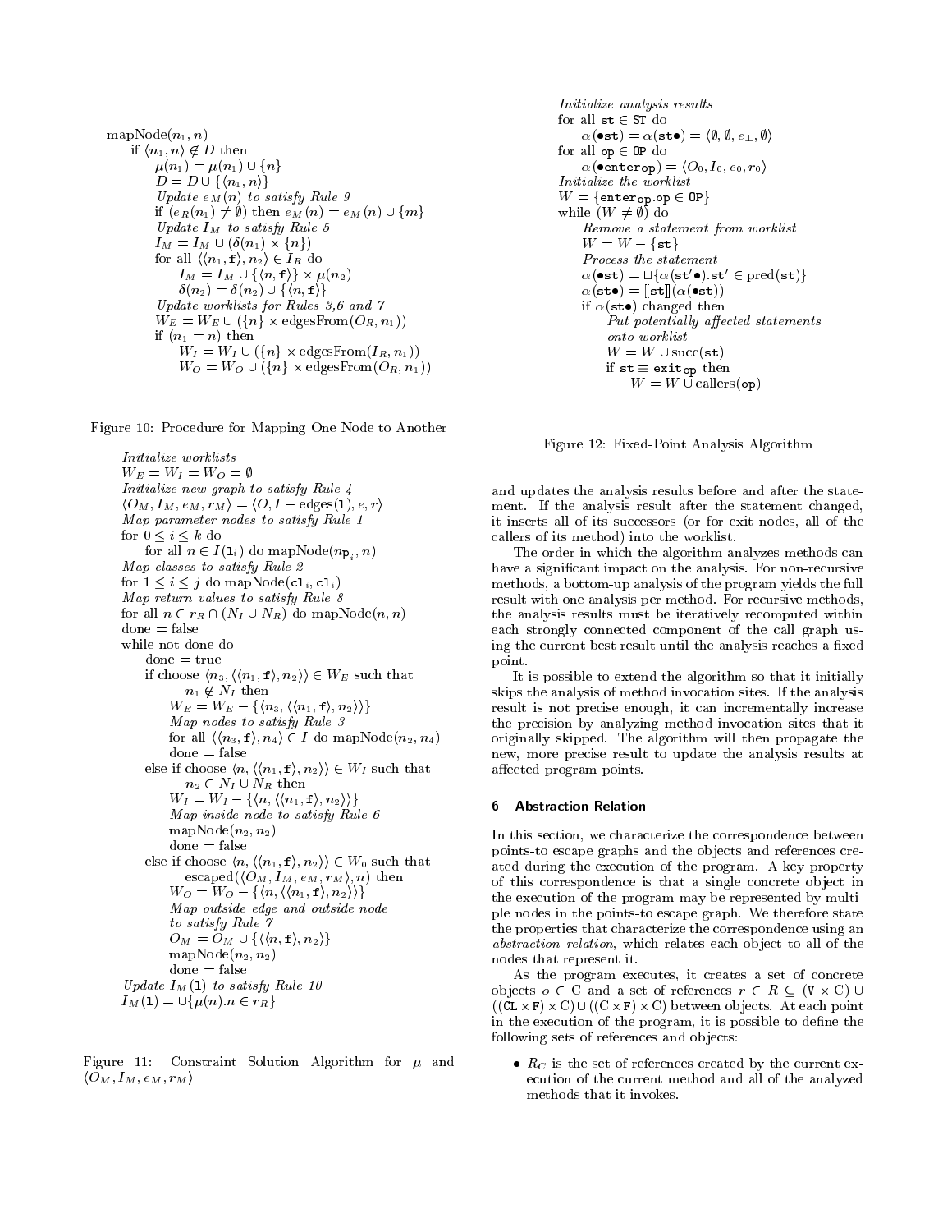```
mapNode(n_1, n)
    if ⟨n_1, n⟩ ∉ D then
        μ(n_1) = μ(n_1) ∪ {n}
        D = D ∪ {⟨n_1, n⟩}
        Update e_M(n) to satisfy Rule 9
        if (e_R(n_1) ≠ ∅) then e_M(n) = e_M(n) ∪ {m}
        Update I_M to satisfy Rule 5
        I_M = I_M ∪ (δ(n_1) × {n})
        for all ⟨⟨n_1, f⟩, n_2⟩ ∈ I_R do
            I_M = I_M ∪ {⟨n, f⟩} × μ(n_2)
            δ(n_2) = δ(n_2) ∪ {⟨n, f⟩}
        Update worklists for Rules 3,6 and 7
        W_E = W_E ∪ ({n} × edgesFrom(O_R, n_1))
        if (n_1 = n) then
            W_I = W_I ∪ ({n} × edgesFrom(I_R, n_1))
            W_O = W_O ∪ ({n} × edgesFrom(O_R, n_1))
```

Figure 10: Procedure for Mapping One Node to Another

```
Initialize worklists
W_E = W_I = W_O = ∅
Initialize new graph to satisfy Rule 4
⟨O_M, I_M, e_M, r_M⟩ = ⟨O, I − edges(1), e, r⟩
Map parameter nodes to satisfy Rule 1
for 0 ≤ i ≤ k do
    for all n ∈ I(l_i) do mapNode(n_{p_i}, n)
Map classes to satisfy Rule 2
for 1 ≤ i ≤ j do mapNode(cl_i, cl_i)
Map return values to satisfy Rule 8
for all n ∈ r_R ∩ (N_I ∪ N_R) do mapNode(n, n)
done = false
while not done do
    done = true
    if choose ⟨n_3, ⟨⟨n_1, f⟩, n_2⟩⟩ ∈ W_E such that
            n_1 ∉ N_I then
        W_E = W_E − {⟨n_3, ⟨⟨n_1, f⟩, n_2⟩⟩}
        Map nodes to satisfy Rule 3
        for all ⟨⟨n_3, f⟩, n_4⟩ ∈ I do mapNode(n_2, n_4)
        done = false
    else if choose ⟨n, ⟨⟨n_1, f⟩, n_2⟩⟩ ∈ W_I such that
            n_2 ∈ N_I ∪ N_R then
        W_I = W_I − {⟨n, ⟨⟨n_1, f⟩, n_2⟩⟩}
        Map inside node to satisfy Rule 6
        mapNode(n_2, n_2)
        done = false
    else if choose ⟨n, ⟨⟨n_1, f⟩, n_2⟩⟩ ∈ W_0 such that
            escaped(⟨O_M, I_M, e_M, r_M⟩, n) then
        W_O = W_O − {⟨n, ⟨⟨n_1, f⟩, n_2⟩⟩}
        Map outside edge and outside node
        to satisfy Rule 7
        O_M = O_M ∪ {⟨⟨n, f⟩, n_2⟩}
        mapNode(n_2, n_2)
        done = false
Update I_M(1) to satisfy Rule 10
I_M(1) = ∪{μ(n).n ∈ r_R}
```

Figure 11: Constraint Solution Algorithm for $\mu$ and $\langle O_M, I_M, e_M, r_M\rangle$

```
Initialize analysis results
for all st ∈ ST do
    α(•st) = α(st•) = ⟨∅, ∅, e_⊥, ∅⟩
for all op ∈ OP do
    α(•enter_op) = ⟨O_0, I_0, e_0, r_0⟩
Initialize the worklist
W = {enter_op.op ∈ OP}
while (W ≠ ∅) do
    Remove a statement from worklist
    W = W − {st}
    Process the statement
    α(•st) = ⊔{α(st'•).st' ∈ pred(st)}
    α(st•) = [[st]](α(•st))
    if α(st•) changed then
        Put potentially affected statements
        onto worklist
        W = W ∪ succ(st)
        if st ≡ exit_op then
            W = W ∪ callers(op)
```

Figure 12: Fixed-Point Analysis Algorithm

and updates the analysis results before and after the statement. If the analysis result after the statement changed, it inserts all of its successors (or for exit nodes, all of the callers of its method) into the worklist.

The order in which the algorithm analyzes methods can have a significant impact on the analysis. For non-recursive methods, a bottom-up analysis of the program yields the full result with one analysis per method. For recursive methods, the analysis results must be iteratively recomputed within each strongly connected component of the call graph using the current best result until the analysis reaches a fixed point.

It is possible to extend the algorithm so that it initially skips the analysis of method invocation sites. If the analysis result is not precise enough, it can incrementally increase the precision by analyzing method invocation sites that it originally skipped. The algorithm will then propagate the new, more precise result to update the analysis results at affected program points.

## 6 Abstraction Relation

In this section, we characterize the correspondence between points-to escape graphs and the objects and references created during the execution of the program. A key property of this correspondence is that a single concrete object in the execution of the program may be represented by multiple nodes in the points-to escape graph. We therefore state the properties that characterize the correspondence using an *abstraction relation*, which relates each object to all of the nodes that represent it.

As the program executes, it creates a set of concrete objects $o \in \mathrm{C}$ and a set of references $r \in R \subseteq (\mathtt{V} \times \mathrm{C}) \cup ((\mathtt{CL} \times \mathtt{F}) \times \mathrm{C}) \cup ((\mathrm{C} \times \mathtt{F}) \times \mathrm{C})$ between objects. At each point in the execution of the program, it is possible to define the following sets of references and objects:

- $R_C$ is the set of references created by the current execution of the current method and all of the analyzed methods that it invokes.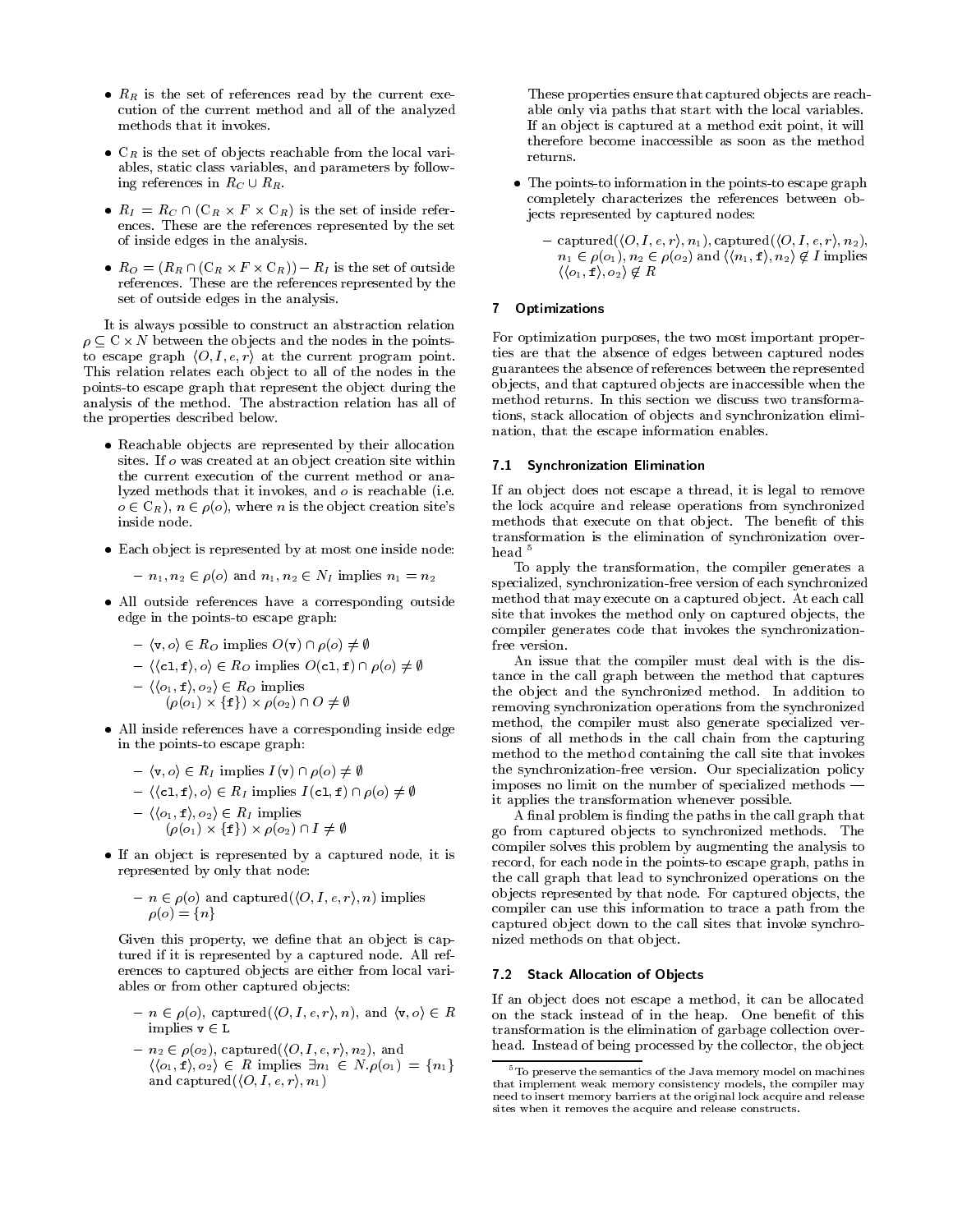- $R_R$ is the set of references read by the current execution of the current method and all of the analyzed methods that it invokes.

- $\mathrm{C}_R$ is the set of objects reachable from the local variables, static class variables, and parameters by following references in $R_C \cup R_R$.

- $R_I = R_C \cap (\mathrm{C}_R \times F \times \mathrm{C}_R)$ is the set of inside references. These are the references represented by the set of inside edges in the analysis.

- $R_O = (R_R \cap (\mathrm{C}_R \times F \times \mathrm{C}_R)) - R_I$ is the set of outside references. These are the references represented by the set of outside edges in the analysis.

It is always possible to construct an abstraction relation $\rho \subseteq \mathrm{C} \times N$ between the objects and the nodes in the points-to escape graph $\langle O, I, e, r\rangle$ at the current program point. This relation relates each object to all of the nodes in the points-to escape graph that represent the object during the analysis of the method. The abstraction relation has all of the properties described below.

- Reachable objects are represented by their allocation sites. If $o$ was created at an object creation site within the current execution of the current method or analyzed methods that it invokes, and $o$ is reachable (i.e. $o \in \mathrm{C}_R$), $n \in \rho(o)$, where $n$ is the object creation site's inside node.

- Each object is represented by at most one inside node:
  - $n_1, n_2 \in \rho(o)$ and $n_1, n_2 \in N_I$ implies $n_1 = n_2$

- All outside references have a corresponding outside edge in the points-to escape graph:
  - $\langle \mathtt{v}, o\rangle \in R_O$ implies $O(\mathtt{v}) \cap \rho(o) \neq \emptyset$
  - $\langle\langle \mathtt{cl}, \mathtt{f}\rangle, o\rangle \in R_O$ implies $O(\mathtt{cl}, \mathtt{f}) \cap \rho(o) \neq \emptyset$
  - $\langle\langle o_1, \mathtt{f}\rangle, o_2\rangle \in R_O$ implies $(\rho(o_1) \times \{\mathtt{f}\}) \times \rho(o_2) \cap O \neq \emptyset$

- All inside references have a corresponding inside edge in the points-to escape graph:
  - $\langle \mathtt{v}, o\rangle \in R_I$ implies $I(\mathtt{v}) \cap \rho(o) \neq \emptyset$
  - $\langle\langle \mathtt{cl}, \mathtt{f}\rangle, o\rangle \in R_I$ implies $I(\mathtt{cl}, \mathtt{f}) \cap \rho(o) \neq \emptyset$
  - $\langle\langle o_1, \mathtt{f}\rangle, o_2\rangle \in R_I$ implies $(\rho(o_1) \times \{\mathtt{f}\}) \times \rho(o_2) \cap I \neq \emptyset$

- If an object is represented by a captured node, it is represented by only that node:
  - $n \in \rho(o)$ and $\mathrm{captured}(\langle O, I, e, r\rangle, n)$ implies $\rho(o) = \{n\}$

  Given this property, we define that an object is captured if it is represented by a captured node. All references to captured objects are either from local variables or from other captured objects:
  - $n \in \rho(o)$, $\mathrm{captured}(\langle O, I, e, r\rangle, n)$, and $\langle \mathtt{v}, o\rangle \in R$ implies $\mathtt{v} \in \mathtt{L}$
  - $n_2 \in \rho(o_2)$, $\mathrm{captured}(\langle O, I, e, r\rangle, n_2)$, and $\langle\langle o_1, \mathtt{f}\rangle, o_2\rangle \in R$ implies $\exists n_1 \in N. \rho(o_1) = \{n_1\}$ and $\mathrm{captured}(\langle O, I, e, r\rangle, n_1)$

  These properties ensure that captured objects are reachable only via paths that start with the local variables. If an object is captured at a method exit point, it will therefore become inaccessible as soon as the method returns.

- The points-to information in the points-to escape graph completely characterizes the references between objects represented by captured nodes:
  - $\mathrm{captured}(\langle O, I, e, r\rangle, n_1), \mathrm{captured}(\langle O, I, e, r\rangle, n_2)$, $n_1 \in \rho(o_1), n_2 \in \rho(o_2)$ and $\langle\langle n_1, \mathtt{f}\rangle, n_2\rangle \notin I$ implies $\langle\langle o_1, \mathtt{f}\rangle, o_2\rangle \notin R$

## 7 Optimizations

For optimization purposes, the two most important properties are that the absence of edges between captured nodes guarantees the absence of references between the represented objects, and that captured objects are inaccessible when the method returns. In this section we discuss two transformations, stack allocation of objects and synchronization elimination, that the escape information enables.

### 7.1 Synchronization Elimination

If an object does not escape a thread, it is legal to remove the lock acquire and release operations from synchronized methods that execute on that object. The benefit of this transformation is the elimination of synchronization overhead [5]

To apply the transformation, the compiler generates a specialized, synchronization-free version of each synchronized method that may execute on a captured object. At each call site that invokes the method only on captured objects, the compiler generates code that invokes the synchronization-free version.

An issue that the compiler must deal with is the distance in the call graph between the method that captures the object and the synchronized method. In addition to removing synchronization operations from the synchronized method, the compiler must also generate specialized versions of all methods in the call chain from the capturing method to the method containing the call site that invokes the synchronization-free version. Our specialization policy imposes no limit on the number of specialized methods — it applies the transformation whenever possible.

A final problem is finding the paths in the call graph that go from captured objects to synchronized methods. The compiler solves this problem by augmenting the analysis to record, for each node in the points-to escape graph, paths in the call graph that lead to synchronized operations on the objects represented by that node. For captured objects, the compiler can use this information to trace a path from the captured object down to the call sites that invoke synchronized methods on that object.

### 7.2 Stack Allocation of Objects

If an object does not escape a method, it can be allocated on the stack instead of in the heap. One benefit of this transformation is the elimination of garbage collection overhead. Instead of being processed by the collector, the object

[5] To preserve the semantics of the Java memory model on machines that implement weak memory consistency models, the compiler may need to insert memory barriers at the original lock acquire and release sites when it removes the acquire and release constructs.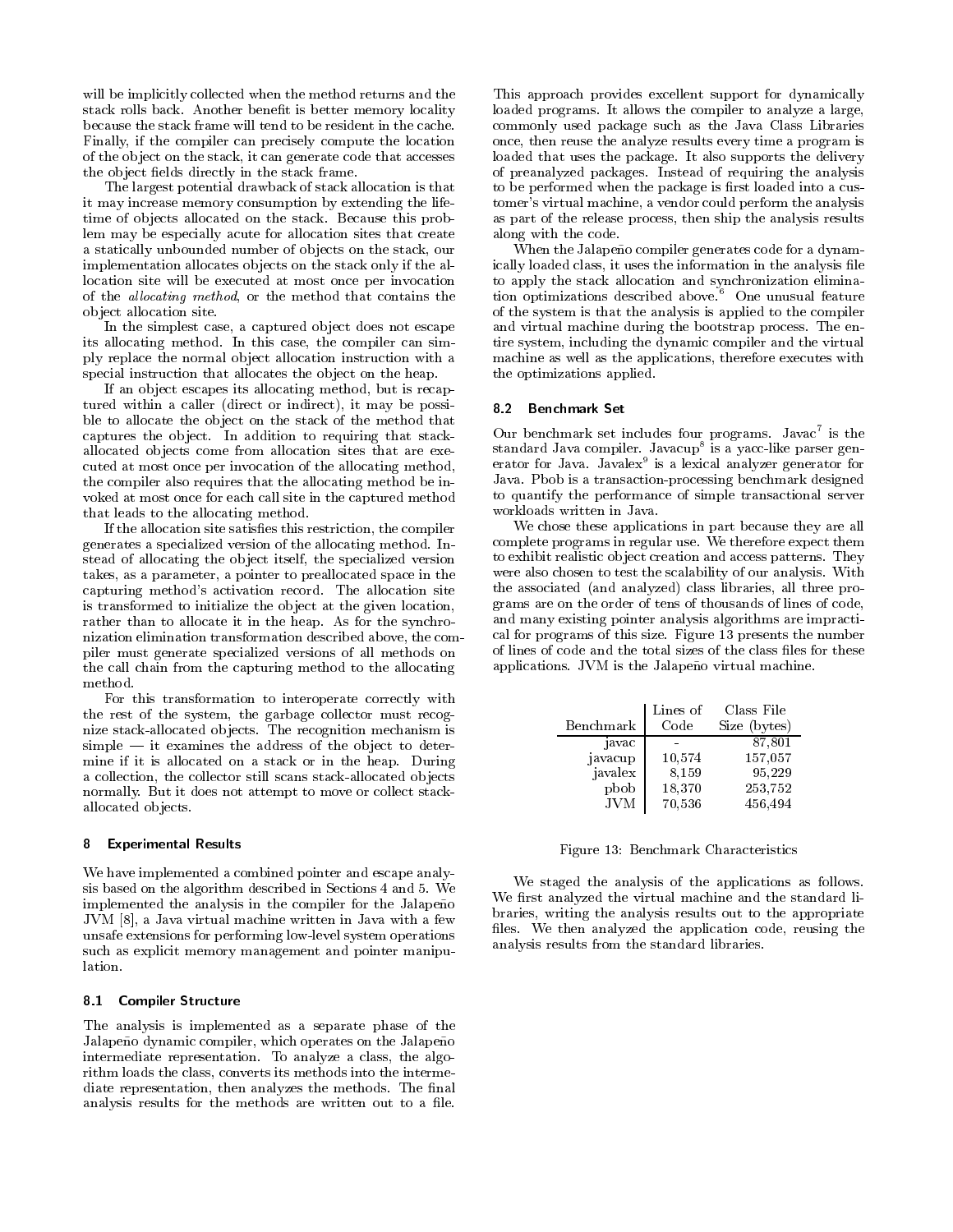will be implicitly collected when the method returns and the stack rolls back. Another benefit is better memory locality because the stack frame will tend to be resident in the cache. Finally, if the compiler can precisely compute the location of the object on the stack, it can generate code that accesses the object fields directly in the stack frame.

The largest potential drawback of stack allocation is that it may increase memory consumption by extending the lifetime of objects allocated on the stack. Because this problem may be especially acute for allocation sites that create a statically unbounded number of objects on the stack, our implementation allocates objects on the stack only if the allocation site will be executed at most once per invocation of the *allocating method*, or the method that contains the object allocation site.

In the simplest case, a captured object does not escape its allocating method. In this case, the compiler can simply replace the normal object allocation instruction with a special instruction that allocates the object on the heap.

If an object escapes its allocating method, but is recaptured within a caller (direct or indirect), it may be possible to allocate the object on the stack of the method that captures the object. In addition to requiring that stack-allocated objects come from allocation sites that are executed at most once per invocation of the allocating method, the compiler also requires that the allocating method be invoked at most once for each call site in the captured method that leads to the allocating method.

If the allocation site satisfies this restriction, the compiler generates a specialized version of the allocating method. Instead of allocating the object itself, the specialized version takes, as a parameter, a pointer to preallocated space in the capturing method's activation record. The allocation site is transformed to initialize the object at the given location, rather than to allocate it in the heap. As for the synchronization elimination transformation described above, the compiler must generate specialized versions of all methods on the call chain from the capturing method to the allocating method.

For this transformation to interoperate correctly with the rest of the system, the garbage collector must recognize stack-allocated objects. The recognition mechanism is simple — it examines the address of the object to determine if it is allocated on a stack or in the heap. During a collection, the collector still scans stack-allocated objects normally. But it does not attempt to move or collect stack-allocated objects.

## 8 Experimental Results

We have implemented a combined pointer and escape analysis based on the algorithm described in Sections 4 and 5. We implemented the analysis in the compiler for the Jalapeño JVM [8], a Java virtual machine written in Java with a few unsafe extensions for performing low-level system operations such as explicit memory management and pointer manipulation.

### 8.1 Compiler Structure

The analysis is implemented as a separate phase of the Jalapeño dynamic compiler, which operates on the Jalapeño intermediate representation. To analyze a class, the algorithm loads the class, converts its methods into the intermediate representation, then analyzes the methods. The final analysis results for the methods are written out to a file. This approach provides excellent support for dynamically loaded programs. It allows the compiler to analyze a large, commonly used package such as the Java Class Libraries once, then reuse the analyze results every time a program is loaded that uses the package. It also supports the delivery of preanalyzed packages. Instead of requiring the analysis to be performed when the package is first loaded into a customer's virtual machine, a vendor could perform the analysis as part of the release process, then ship the analysis results along with the code.

When the Jalapeño compiler generates code for a dynamically loaded class, it uses the information in the analysis file to apply the stack allocation and synchronization elimination optimizations described above.[6] One unusual feature of the system is that the analysis is applied to the compiler and virtual machine during the bootstrap process. The entire system, including the dynamic compiler and the virtual machine as well as the applications, therefore executes with the optimizations applied.

### 8.2 Benchmark Set

Our benchmark set includes four programs. Javac[7] is the standard Java compiler. Javacup[8] is a yacc-like parser generator for Java. Javalex[9] is a lexical analyzer generator for Java. Pbob is a transaction-processing benchmark designed to quantify the performance of simple transactional server workloads written in Java.

We chose these applications in part because they are all complete programs in regular use. We therefore expect them to exhibit realistic object creation and access patterns. They were also chosen to test the scalability of our analysis. With the associated (and analyzed) class libraries, all three programs are on the order of tens of thousands of lines of code, and many existing pointer analysis algorithms are impractical for programs of this size. Figure 13 presents the number of lines of code and the total sizes of the class files for these applications. JVM is the Jalapeño virtual machine.

| Benchmark | Lines of Code | Class File Size (bytes) |
|---|---|---|
| javac | - | 87,801 |
| javacup | 10,574 | 157,057 |
| javalex | 8,159 | 95,229 |
| pbob | 18,370 | 253,752 |
| JVM | 70,536 | 456,494 |

Figure 13: Benchmark Characteristics

We staged the analysis of the applications as follows. We first analyzed the virtual machine and the standard libraries, writing the analysis results out to the appropriate files. We then analyzed the application code, reusing the analysis results from the standard libraries.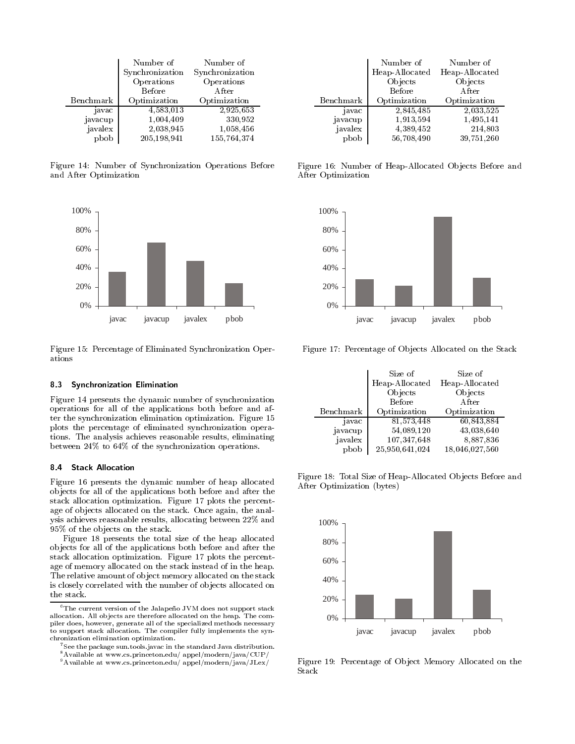| Benchmark | Number of Synchronization Operations Before Optimization | Number of Synchronization Operations After Optimization |
|---|---|---|
| javac | 4,583,013 | 2,925,653 |
| javacup | 1,004,409 | 330,952 |
| javalex | 2,038,945 | 1,058,456 |
| pbob | 205,198,941 | 155,764,374 |

Figure 14: Number of Synchronization Operations Before and After Optimization

Figure 15: Percentage of Eliminated Synchronization Operations

### 8.3 Synchronization Elimination

Figure 14 presents the dynamic number of synchronization operations for all of the applications both before and after the synchronization elimination optimization. Figure 15 plots the percentage of eliminated synchronization operations. The analysis achieves reasonable results, eliminating between 24% to 64% of the synchronization operations.

### 8.4 Stack Allocation

Figure 16 presents the dynamic number of heap allocated objects for all of the applications both before and after the stack allocation optimization. Figure 17 plots the percentage of objects allocated on the stack. Once again, the analysis achieves reasonable results, allocating between 22% and 95% of the objects on the stack.

Figure 18 presents the total size of the heap allocated objects for all of the applications both before and after the stack allocation optimization. Figure 17 plots the percentage of memory allocated on the stack instead of in the heap. The relative amount of object memory allocated on the stack is closely correlated with the number of objects allocated on the stack.

[6] The current version of the Jalapeño JVM does not support stack allocation. All objects are therefore allocated on the heap. The compiler does, however, generate all of the specialized methods necessary to support stack allocation. The compiler fully implements the synchronization elimination optimization.

[7] See the package sun.tools.javac in the standard Java distribution.

[8] Available at www.cs.princeton.edu/ appel/modern/java/CUP/

[9] Available at www.cs.princeton.edu/ appel/modern/java/JLex/

| Benchmark | Number of Heap-Allocated Objects Before Optimization | Number of Heap-Allocated Objects After Optimization |
|---|---|---|
| javac | 2,845,485 | 2,033,525 |
| javacup | 1,913,594 | 1,495,141 |
| javalex | 4,389,452 | 214,803 |
| pbob | 56,708,490 | 39,751,260 |

Figure 16: Number of Heap-Allocated Objects Before and After Optimization

Figure 17: Percentage of Objects Allocated on the Stack

| Benchmark | Size of Heap-Allocated Objects Before Optimization | Size of Heap-Allocated Objects After Optimization |
|---|---|---|
| javac | 81,573,448 | 60,843,884 |
| javacup | 54,089,120 | 43,038,640 |
| javalex | 107,347,648 | 8,887,836 |
| pbob | 25,950,641,024 | 18,046,027,560 |

Figure 18: Total Size of Heap-Allocated Objects Before and After Optimization (bytes)

Figure 19: Percentage of Object Memory Allocated on the Stack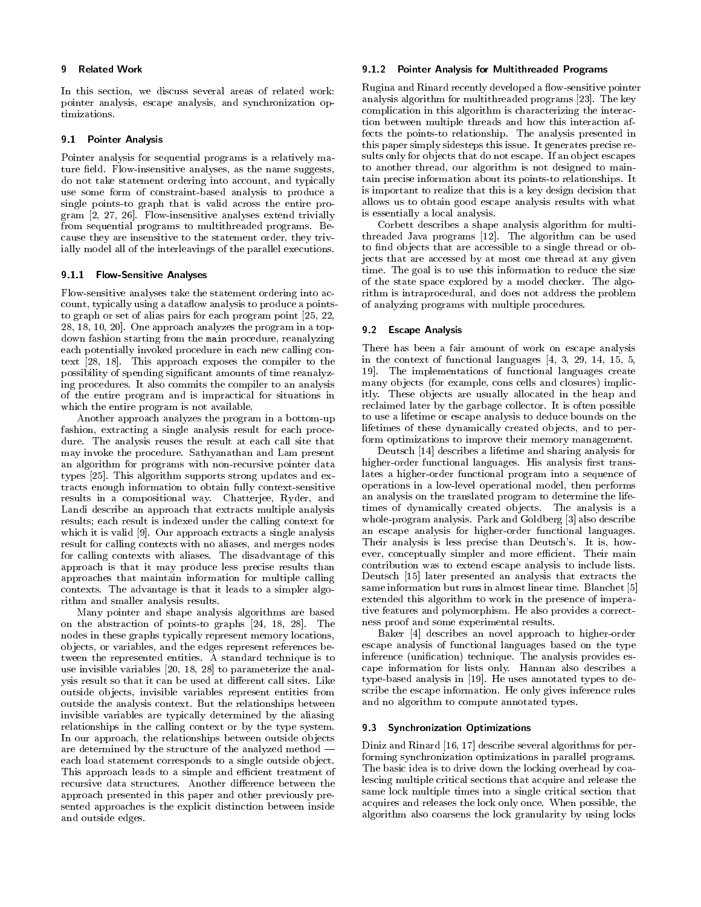## 9 Related Work

In this section, we discuss several areas of related work: pointer analysis, escape analysis, and synchronization optimizations.

### 9.1 Pointer Analysis

Pointer analysis for sequential programs is a relatively mature field. Flow-insensitive analyses, as the name suggests, do not take statement ordering into account, and typically use some form of constraint-based analysis to produce a single points-to graph that is valid across the entire program [2, 27, 26]. Flow-insensitive analyses extend trivially from sequential programs to multithreaded programs. Because they are insensitive to the statement order, they trivially model all of the interleavings of the parallel executions.

#### 9.1.1 Flow-Sensitive Analyses

Flow-sensitive analyses take the statement ordering into account, typically using a dataflow analysis to produce a points-to graph or set of alias pairs for each program point [25, 22, 28, 18, 10, 20]. One approach analyzes the program in a top-down fashion starting from the `main` procedure, reanalyzing each potentially invoked procedure in each new calling context [28, 18]. This approach exposes the compiler to the possibility of spending significant amounts of time reanalyzing procedures. It also commits the compiler to an analysis of the entire program and is impractical for situations in which the entire program is not available.

Another approach analyzes the program in a bottom-up fashion, extracting a single analysis result for each procedure. The analysis reuses the result at each call site that may invoke the procedure. Sathyanathan and Lam present an algorithm for programs with non-recursive pointer data types [25]. This algorithm supports strong updates and extracts enough information to obtain fully context-sensitive results in a compositional way. Chatterjee, Ryder, and Landi describe an approach that extracts multiple analysis results; each result is indexed under the calling context for which it is valid [9]. Our approach extracts a single analysis result for calling contexts with no aliases, and merges nodes for calling contexts with aliases. The disadvantage of this approach is that it may produce less precise results than approaches that maintain information for multiple calling contexts. The advantage is that it leads to a simpler algorithm and smaller analysis results.

Many pointer and shape analysis algorithms are based on the abstraction of points-to graphs [24, 18, 28]. The nodes in these graphs typically represent memory locations, objects, or variables, and the edges represent references between the represented entities. A standard technique is to use invisible variables [20, 18, 28] to parameterize the analysis result so that it can be used at different call sites. Like outside objects, invisible variables represent entities from outside the analysis context. But the relationships between invisible variables are typically determined by the aliasing relationships in the calling context or by the type system. In our approach, the relationships between outside objects are determined by the structure of the analyzed method — each load statement corresponds to a single outside object. This approach leads to a simple and efficient treatment of recursive data structures. Another difference between the approach presented in this paper and other previously presented approaches is the explicit distinction between inside and outside edges.

#### 9.1.2 Pointer Analysis for Multithreaded Programs

Rugina and Rinard recently developed a flow-sensitive pointer analysis algorithm for multithreaded programs [23]. The key complication in this algorithm is characterizing the interaction between multiple threads and how this interaction affects the points-to relationship. The analysis presented in this paper simply sidesteps this issue. It generates precise results only for objects that do not escape. If an object escapes to another thread, our algorithm is not designed to maintain precise information about its points-to relationships. It is important to realize that this is a key design decision that allows us to obtain good escape analysis results with what is essentially a local analysis.

Corbett describes a shape analysis algorithm for multithreaded Java programs [12]. The algorithm can be used to find objects that are accessible to a single thread or objects that are accessed by at most one thread at any given time. The goal is to use this information to reduce the size of the state space explored by a model checker. The algorithm is intraprocedural, and does not address the problem of analyzing programs with multiple procedures.

### 9.2 Escape Analysis

There has been a fair amount of work on escape analysis in the context of functional languages [4, 3, 29, 14, 15, 5, 19]. The implementations of functional languages create many objects (for example, cons cells and closures) implicitly. These objects are usually allocated in the heap and reclaimed later by the garbage collector. It is often possible to use a lifetime or escape analysis to deduce bounds on the lifetimes of these dynamically created objects, and to perform optimizations to improve their memory management.

Deutsch [14] describes a lifetime and sharing analysis for higher-order functional languages. His analysis first translates a higher-order functional program into a sequence of operations in a low-level operational model, then performs an analysis on the translated program to determine the lifetimes of dynamically created objects. The analysis is a whole-program analysis. Park and Goldberg [3] also describe an escape analysis for higher-order functional languages. Their analysis is less precise than Deutsch's. It is, however, conceptually simpler and more efficient. Their main contribution was to extend escape analysis to include lists. Deutsch [15] later presented an analysis that extracts the same information but runs in almost linear time. Blanchet [5] extended this algorithm to work in the presence of imperative features and polymorphism. He also provides a correctness proof and some experimental results.

Baker [4] describes an novel approach to higher-order escape analysis of functional languages based on the type inference (unification) technique. The analysis provides escape information for lists only. Hannan also describes a type-based analysis in [19]. He uses annotated types to describe the escape information. He only gives inference rules and no algorithm to compute annotated types.

### 9.3 Synchronization Optimizations

Diniz and Rinard [16, 17] describe several algorithms for performing synchronization optimizations in parallel programs. The basic idea is to drive down the locking overhead by coalescing multiple critical sections that acquire and release the same lock multiple times into a single critical section that acquires and releases the lock only once. When possible, the algorithm also coarsens the lock granularity by using locks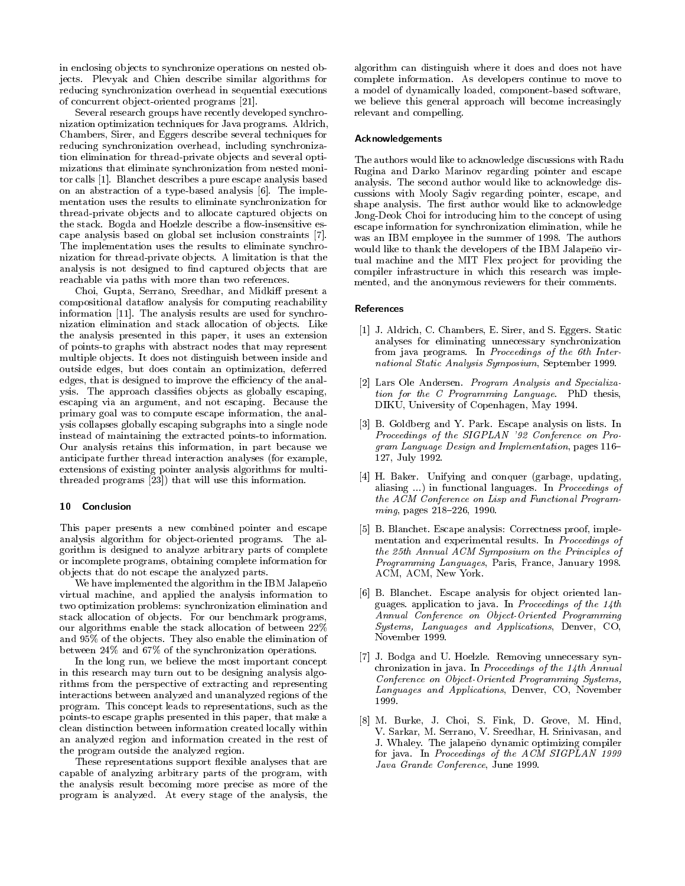in enclosing objects to synchronize operations on nested objects. Plevyak and Chien describe similar algorithms for reducing synchronization overhead in sequential executions of concurrent object-oriented programs [21].

Several research groups have recently developed synchronization optimization techniques for Java programs. Aldrich, Chambers, Sirer, and Eggers describe several techniques for reducing synchronization overhead, including synchronization elimination for thread-private objects and several optimizations that eliminate synchronization from nested monitor calls [1]. Blanchet describes a pure escape analysis based on an abstraction of a type-based analysis [6]. The implementation uses the results to eliminate synchronization for thread-private objects and to allocate captured objects on the stack. Bogda and Hoelzle describe a flow-insensitive escape analysis based on global set inclusion constraints [7]. The implementation uses the results to eliminate synchronization for thread-private objects. A limitation is that the analysis is not designed to find captured objects that are reachable via paths with more than two references.

Choi, Gupta, Serrano, Sreedhar, and Midkiff present a compositional dataflow analysis for computing reachability information [11]. The analysis results are used for synchronization elimination and stack allocation of objects. Like the analysis presented in this paper, it uses an extension of points-to graphs with abstract nodes that may represent multiple objects. It does not distinguish between inside and outside edges, but does contain an optimization, deferred edges, that is designed to improve the efficiency of the analysis. The approach classifies objects as globally escaping, escaping via an argument, and not escaping. Because the primary goal was to compute escape information, the analysis collapses globally escaping subgraphs into a single node instead of maintaining the extracted points-to information. Our analysis retains this information, in part because we anticipate further thread interaction analyses (for example, extensions of existing pointer analysis algorithms for multithreaded programs [23]) that will use this information.

## 10 Conclusion

This paper presents a new combined pointer and escape analysis algorithm for object-oriented programs. The algorithm is designed to analyze arbitrary parts of complete or incomplete programs, obtaining complete information for objects that do not escape the analyzed parts.

We have implemented the algorithm in the IBM Jalapeño virtual machine, and applied the analysis information to two optimization problems: synchronization elimination and stack allocation of objects. For our benchmark programs, our algorithms enable the stack allocation of between 22% and 95% of the objects. They also enable the elimination of between 24% and 67% of the synchronization operations.

In the long run, we believe the most important concept in this research may turn out to be designing analysis algorithms from the perspective of extracting and representing interactions between analyzed and unanalyzed regions of the program. This concept leads to representations, such as the points-to escape graphs presented in this paper, that make a clean distinction between information created locally within an analyzed region and information created in the rest of the program outside the analyzed region.

These representations support flexible analyses that are capable of analyzing arbitrary parts of the program, with the analysis result becoming more precise as more of the program is analyzed. At every stage of the analysis, the algorithm can distinguish where it does and does not have complete information. As developers continue to move to a model of dynamically loaded, component-based software, we believe this general approach will become increasingly relevant and compelling.

### Acknowledgements

The authors would like to acknowledge discussions with Radu Rugina and Darko Marinov regarding pointer and escape analysis. The second author would like to acknowledge discussions with Mooly Sagiv regarding pointer, escape, and shape analysis. The first author would like to acknowledge Jong-Deok Choi for introducing him to the concept of using escape information for synchronization elimination, while he was an IBM employee in the summer of 1998. The authors would like to thank the developers of the IBM Jalapeño virtual machine and the MIT Flex project for providing the compiler infrastructure in which this research was implemented, and the anonymous reviewers for their comments.

### References

[1] J. Aldrich, C. Chambers, E. Sirer, and S. Eggers. Static analyses for eliminating unnecessary synchronization from java programs. In *Proceedings of the 6th International Static Analysis Symposium*, September 1999.

[2] Lars Ole Andersen. *Program Analysis and Specialization for the C Programming Language*. PhD thesis, DIKU, University of Copenhagen, May 1994.

[3] B. Goldberg and Y. Park. Escape analysis on lists. In *Proceedings of the SIGPLAN '92 Conference on Program Language Design and Implementation*, pages 116–127, July 1992.

[4] H. Baker. Unifying and conquer (garbage, updating, aliasing ...) in functional languages. In *Proceedings of the ACM Conference on Lisp and Functional Programming*, pages 218–226, 1990.

[5] B. Blanchet. Escape analysis: Correctness proof, implementation and experimental results. In *Proceedings of the 25th Annual ACM Symposium on the Principles of Programming Languages*, Paris, France, January 1998. ACM, ACM, New York.

[6] B. Blanchet. Escape analysis for object oriented languages. application to java. In *Proceedings of the 14th Annual Conference on Object-Oriented Programming Systems, Languages and Applications*, Denver, CO, November 1999.

[7] J. Bodga and U. Hoelzle. Removing unnecessary synchronization in java. In *Proceedings of the 14th Annual Conference on Object-Oriented Programming Systems, Languages and Applications*, Denver, CO, November 1999.

[8] M. Burke, J. Choi, S. Fink, D. Grove, M. Hind, V. Sarkar, M. Serrano, V. Sreedhar, H. Srinivasan, and J. Whaley. The jalapeño dynamic optimizing compiler for java. In *Proceedings of the ACM SIGPLAN 1999 Java Grande Conference*, June 1999.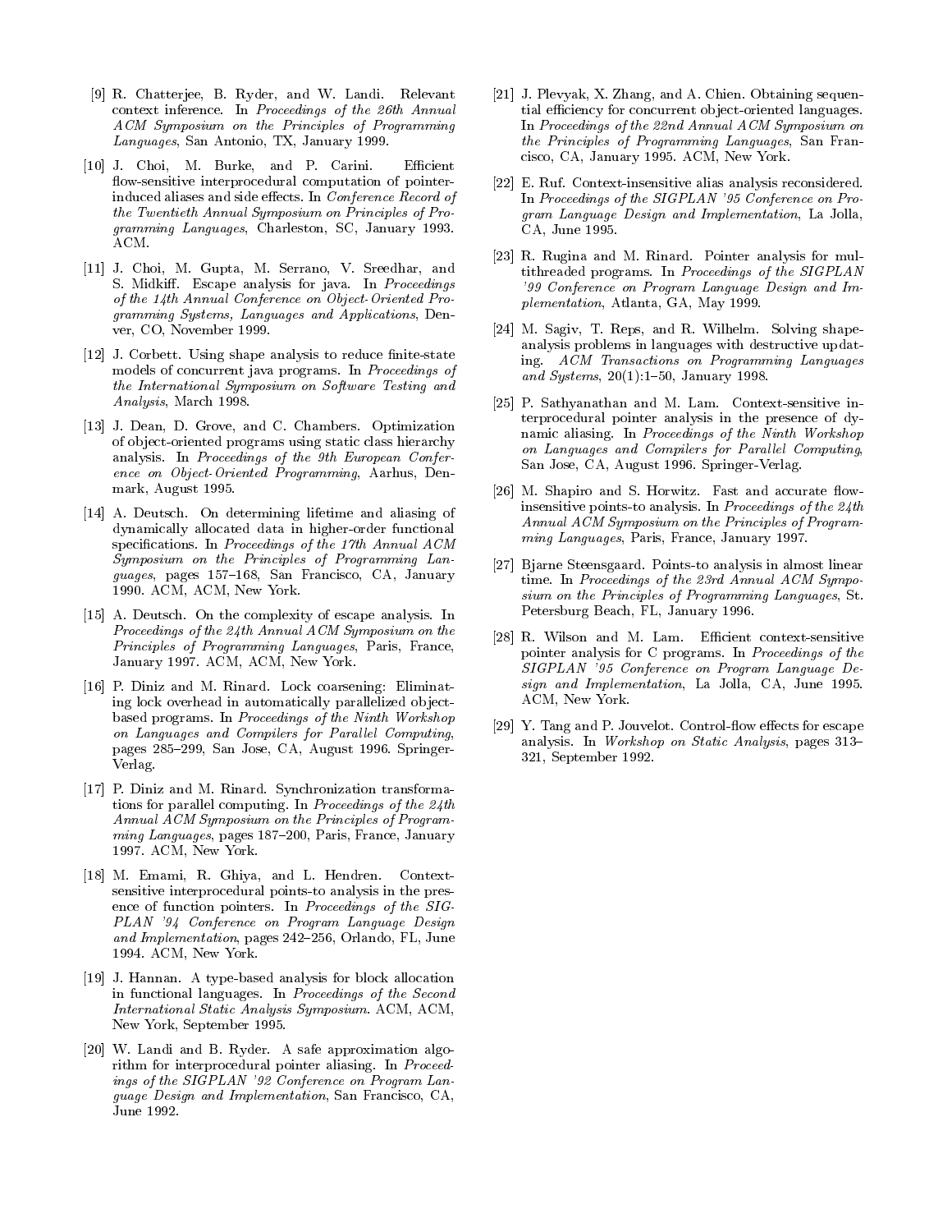[9] R. Chatterjee, B. Ryder, and W. Landi. Relevant context inference. In *Proceedings of the 26th Annual ACM Symposium on the Principles of Programming Languages*, San Antonio, TX, January 1999.

[10] J. Choi, M. Burke, and P. Carini. Efficient flow-sensitive interprocedural computation of pointer-induced aliases and side effects. In *Conference Record of the Twentieth Annual Symposium on Principles of Programming Languages*, Charleston, SC, January 1993. ACM.

[11] J. Choi, M. Gupta, M. Serrano, V. Sreedhar, and S. Midkiff. Escape analysis for java. In *Proceedings of the 14th Annual Conference on Object-Oriented Programming Systems, Languages and Applications*, Denver, CO, November 1999.

[12] J. Corbett. Using shape analysis to reduce finite-state models of concurrent java programs. In *Proceedings of the International Symposium on Software Testing and Analysis*, March 1998.

[13] J. Dean, D. Grove, and C. Chambers. Optimization of object-oriented programs using static class hierarchy analysis. In *Proceedings of the 9th European Conference on Object-Oriented Programming*, Aarhus, Denmark, August 1995.

[14] A. Deutsch. On determining lifetime and aliasing of dynamically allocated data in higher-order functional specifications. In *Proceedings of the 17th Annual ACM Symposium on the Principles of Programming Languages*, pages 157–168, San Francisco, CA, January 1990. ACM, ACM, New York.

[15] A. Deutsch. On the complexity of escape analysis. In *Proceedings of the 24th Annual ACM Symposium on the Principles of Programming Languages*, Paris, France, January 1997. ACM, ACM, New York.

[16] P. Diniz and M. Rinard. Lock coarsening: Eliminating lock overhead in automatically parallelized object-based programs. In *Proceedings of the Ninth Workshop on Languages and Compilers for Parallel Computing*, pages 285–299, San Jose, CA, August 1996. Springer-Verlag.

[17] P. Diniz and M. Rinard. Synchronization transformations for parallel computing. In *Proceedings of the 24th Annual ACM Symposium on the Principles of Programming Languages*, pages 187–200, Paris, France, January 1997. ACM, New York.

[18] M. Emami, R. Ghiya, and L. Hendren. Context-sensitive interprocedural points-to analysis in the presence of function pointers. In *Proceedings of the SIGPLAN '94 Conference on Program Language Design and Implementation*, pages 242–256, Orlando, FL, June 1994. ACM, New York.

[19] J. Hannan. A type-based analysis for block allocation in functional languages. In *Proceedings of the Second International Static Analysis Symposium*. ACM, ACM, New York, September 1995.

[20] W. Landi and B. Ryder. A safe approximation algorithm for interprocedural pointer aliasing. In *Proceedings of the SIGPLAN '92 Conference on Program Language Design and Implementation*, San Francisco, CA, June 1992.

[21] J. Plevyak, X. Zhang, and A. Chien. Obtaining sequential efficiency for concurrent object-oriented languages. In *Proceedings of the 22nd Annual ACM Symposium on the Principles of Programming Languages*, San Francisco, CA, January 1995. ACM, New York.

[22] E. Ruf. Context-insensitive alias analysis reconsidered. In *Proceedings of the SIGPLAN '95 Conference on Program Language Design and Implementation*, La Jolla, CA, June 1995.

[23] R. Rugina and M. Rinard. Pointer analysis for multithreaded programs. In *Proceedings of the SIGPLAN '99 Conference on Program Language Design and Implementation*, Atlanta, GA, May 1999.

[24] M. Sagiv, T. Reps, and R. Wilhelm. Solving shape-analysis problems in languages with destructive updating. *ACM Transactions on Programming Languages and Systems*, 20(1):1–50, January 1998.

[25] P. Sathyanathan and M. Lam. Context-sensitive interprocedural pointer analysis in the presence of dynamic aliasing. In *Proceedings of the Ninth Workshop on Languages and Compilers for Parallel Computing*, San Jose, CA, August 1996. Springer-Verlag.

[26] M. Shapiro and S. Horwitz. Fast and accurate flow-insensitive points-to analysis. In *Proceedings of the 24th Annual ACM Symposium on the Principles of Programming Languages*, Paris, France, January 1997.

[27] Bjarne Steensgaard. Points-to analysis in almost linear time. In *Proceedings of the 23rd Annual ACM Symposium on the Principles of Programming Languages*, St. Petersburg Beach, FL, January 1996.

[28] R. Wilson and M. Lam. Efficient context-sensitive pointer analysis for C programs. In *Proceedings of the SIGPLAN '95 Conference on Program Language Design and Implementation*, La Jolla, CA, June 1995. ACM, New York.

[29] Y. Tang and P. Jouvelot. Control-flow effects for escape analysis. In *Workshop on Static Analysis*, pages 313–321, September 1992.